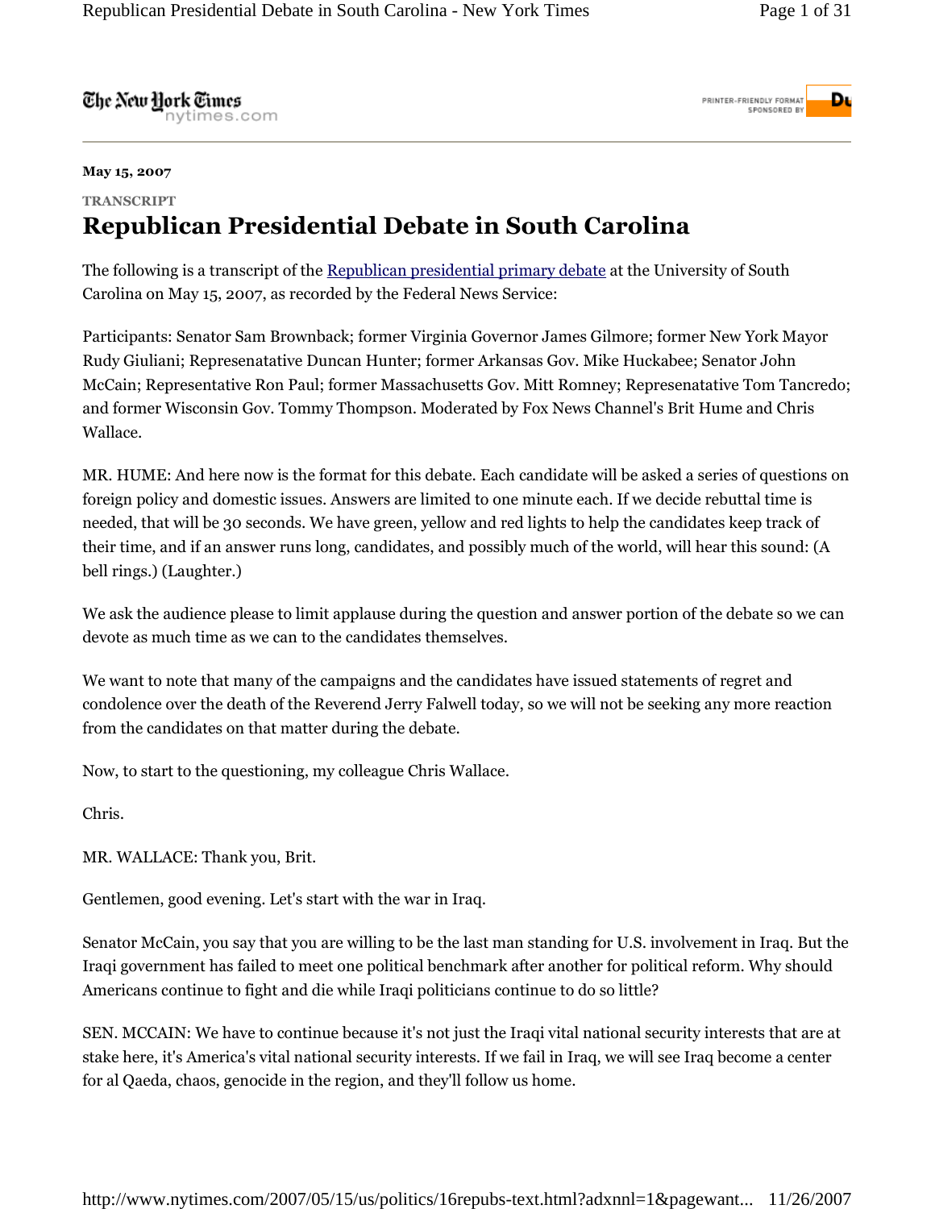**May 15, 2007**

TRANSCRIPT

# Republican Presidential Debate in South Carolina

The following is a transcript of the Republican presidential primary debate at the University of South Carolina on May 15, 2007, as recorded by the Federal News Service:

Participants: Senator Sam Brownback; former Virginia Governor James Gilmore; former New York Mayor Rudy Giuliani; Represenatative Duncan Hunter; former Arkansas Gov. Mike Huckabee; Senator John McCain; Representative Ron Paul; former Massachusetts Gov. Mitt Romney; Represenatative Tom Tancredo; and former Wisconsin Gov. Tommy Thompson. Moderated by Fox News Channel's Brit Hume and Chris Wallace.

MR. HUME: And here now is the format for this debate. Each candidate will be asked a series of questions on foreign policy and domestic issues. Answers are limited to one minute each. If we decide rebuttal time is needed, that will be 30 seconds. We have green, yellow and red lights to help the candidates keep track of their time, and if an answer runs long, candidates, and possibly much of the world, will hear this sound: (A bell rings.) (Laughter.)

We ask the audience please to limit applause during the question and answer portion of the debate so we can devote as much time as we can to the candidates themselves.

We want to note that many of the campaigns and the candidates have issued statements of regret and condolence over the death of the Reverend Jerry Falwell today, so we will not be seeking any more reaction from the candidates on that matter during the debate.

Now, to start to the questioning, my colleague Chris Wallace.

Chris.

MR. WALLACE: Thank you, Brit.

Gentlemen, good evening. Let's start with the war in Iraq.

Senator McCain, you say that you are willing to be the last man standing for U.S. involvement in Iraq. But the Iraqi government has failed to meet one political benchmark after another for political reform. Why should Americans continue to fight and die while Iraqi politicians continue to do so little?

SEN. MCCAIN: We have to continue because it's not just the Iraqi vital national security interests that are at stake here, it's America's vital national security interests. If we fail in Iraq, we will see Iraq become a center for al Qaeda, chaos, genocide in the region, and they'll follow us home.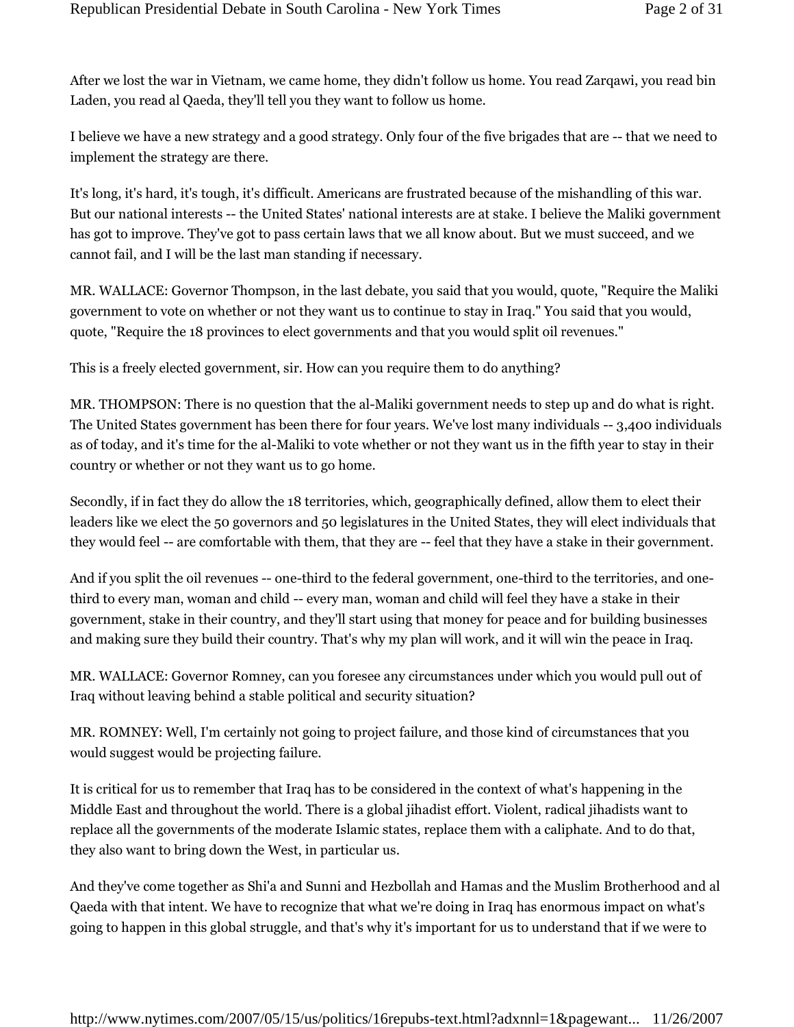After we lost the war in Vietnam, we came home, they didn't follow us home. You read Zarqawi, you read bin Laden, you read al Qaeda, they'll tell you they want to follow us home.

I believe we have a new strategy and a good strategy. Only four of the five brigades that are -- that we need to implement the strategy are there.

It's long, it's hard, it's tough, it's difficult. Americans are frustrated because of the mishandling of this war. But our national interests -- the United States' national interests are at stake. I believe the Maliki government has got to improve. They've got to pass certain laws that we all know about. But we must succeed, and we cannot fail, and I will be the last man standing if necessary.

MR. WALLACE: Governor Thompson, in the last debate, you said that you would, quote, "Require the Maliki government to vote on whether or not they want us to continue to stay in Iraq." You said that you would, quote, "Require the 18 provinces to elect governments and that you would split oil revenues."

This is a freely elected government, sir. How can you require them to do anything?

MR. THOMPSON: There is no question that the al-Maliki government needs to step up and do what is right. The United States government has been there for four years. We've lost many individuals -- 3,400 individuals as of today, and it's time for the al-Maliki to vote whether or not they want us in the fifth year to stay in their country or whether or not they want us to go home.

Secondly, if in fact they do allow the 18 territories, which, geographically defined, allow them to elect their leaders like we elect the 50 governors and 50 legislatures in the United States, they will elect individuals that they would feel -- are comfortable with them, that they are -- feel that they have a stake in their government.

And if you split the oil revenues -- one-third to the federal government, one-third to the territories, and one-third to every man, woman and child -- every man, woman and child will feel they have a stake in their government, stake in their country, and they'll start using that money for peace and for building businesses and making sure they build their country. That's why my plan will work, and it will win the peace in Iraq.

MR. WALLACE: Governor Romney, can you foresee any circumstances under which you would pull out of Iraq without leaving behind a stable political and security situation?

MR. ROMNEY: Well, I'm certainly not going to project failure, and those kind of circumstances that you would suggest would be projecting failure.

It is critical for us to remember that Iraq has to be considered in the context of what's happening in the Middle East and throughout the world. There is a global jihadist effort. Violent, radical jihadists want to replace all the governments of the moderate Islamic states, replace them with a caliphate. And to do that, they also want to bring down the West, in particular us.

And they've come together as Shi'a and Sunni and Hezbollah and Hamas and the Muslim Brotherhood and al Qaeda with that intent. We have to recognize that what we're doing in Iraq has enormous impact on what's going to happen in this global struggle, and that's why it's important for us to understand that if we were to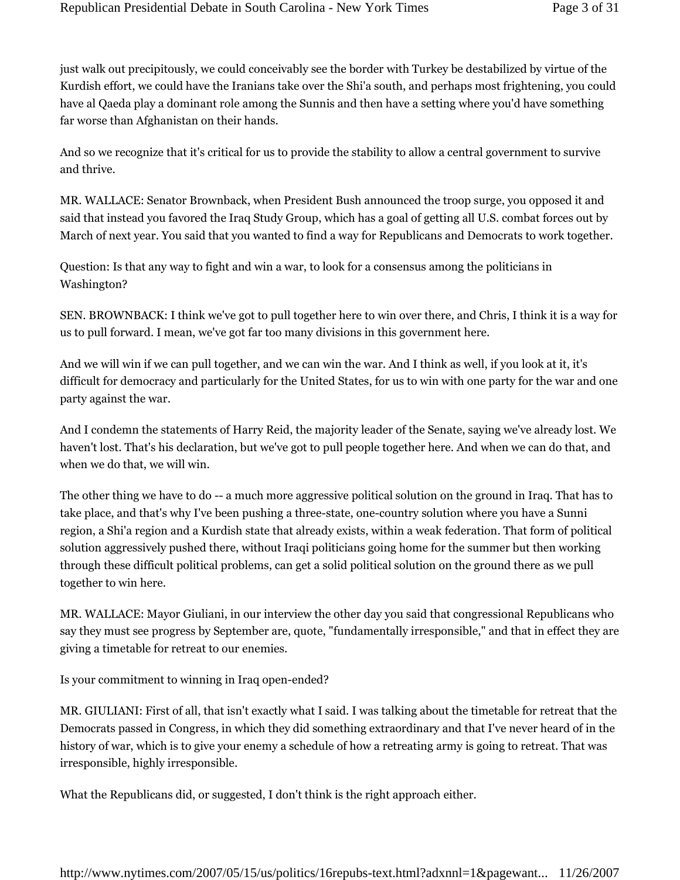just walk out precipitously, we could conceivably see the border with Turkey be destabilized by virtue of the Kurdish effort, we could have the Iranians take over the Shi'a south, and perhaps most frightening, you could have al Qaeda play a dominant role among the Sunnis and then have a setting where you'd have something far worse than Afghanistan on their hands.

And so we recognize that it's critical for us to provide the stability to allow a central government to survive and thrive.

MR. WALLACE: Senator Brownback, when President Bush announced the troop surge, you opposed it and said that instead you favored the Iraq Study Group, which has a goal of getting all U.S. combat forces out by March of next year. You said that you wanted to find a way for Republicans and Democrats to work together.

Question: Is that any way to fight and win a war, to look for a consensus among the politicians in Washington?

SEN. BROWNBACK: I think we've got to pull together here to win over there, and Chris, I think it is a way for us to pull forward. I mean, we've got far too many divisions in this government here.

And we will win if we can pull together, and we can win the war. And I think as well, if you look at it, it's difficult for democracy and particularly for the United States, for us to win with one party for the war and one party against the war.

And I condemn the statements of Harry Reid, the majority leader of the Senate, saying we've already lost. We haven't lost. That's his declaration, but we've got to pull people together here. And when we can do that, and when we do that, we will win.

The other thing we have to do -- a much more aggressive political solution on the ground in Iraq. That has to take place, and that's why I've been pushing a three-state, one-country solution where you have a Sunni region, a Shi'a region and a Kurdish state that already exists, within a weak federation. That form of political solution aggressively pushed there, without Iraqi politicians going home for the summer but then working through these difficult political problems, can get a solid political solution on the ground there as we pull together to win here.

MR. WALLACE: Mayor Giuliani, in our interview the other day you said that congressional Republicans who say they must see progress by September are, quote, "fundamentally irresponsible," and that in effect they are giving a timetable for retreat to our enemies.

Is your commitment to winning in Iraq open-ended?

MR. GIULIANI: First of all, that isn't exactly what I said. I was talking about the timetable for retreat that the Democrats passed in Congress, in which they did something extraordinary and that I've never heard of in the history of war, which is to give your enemy a schedule of how a retreating army is going to retreat. That was irresponsible, highly irresponsible.

What the Republicans did, or suggested, I don't think is the right approach either.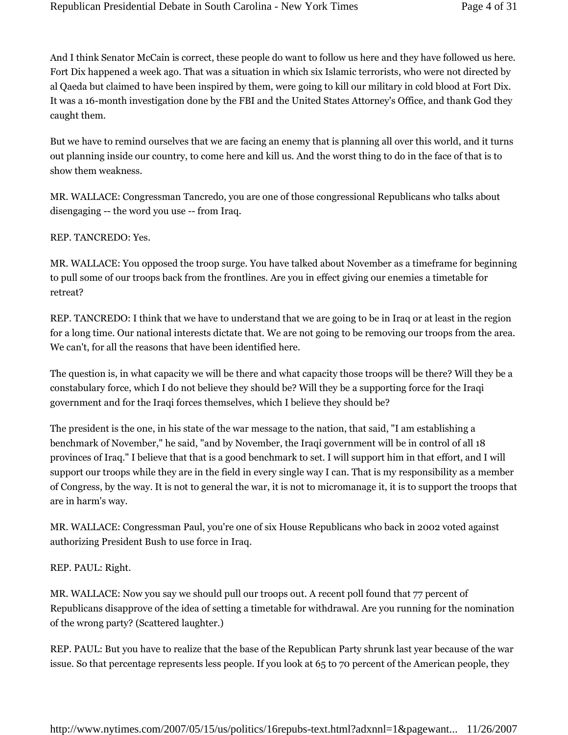And I think Senator McCain is correct, these people do want to follow us here and they have followed us here. Fort Dix happened a week ago. That was a situation in which six Islamic terrorists, who were not directed by al Qaeda but claimed to have been inspired by them, were going to kill our military in cold blood at Fort Dix. It was a 16-month investigation done by the FBI and the United States Attorney's Office, and thank God they caught them.

But we have to remind ourselves that we are facing an enemy that is planning all over this world, and it turns out planning inside our country, to come here and kill us. And the worst thing to do in the face of that is to show them weakness.

MR. WALLACE: Congressman Tancredo, you are one of those congressional Republicans who talks about disengaging -- the word you use -- from Iraq.

REP. TANCREDO: Yes.

MR. WALLACE: You opposed the troop surge. You have talked about November as a timeframe for beginning to pull some of our troops back from the frontlines. Are you in effect giving our enemies a timetable for retreat?

REP. TANCREDO: I think that we have to understand that we are going to be in Iraq or at least in the region for a long time. Our national interests dictate that. We are not going to be removing our troops from the area. We can't, for all the reasons that have been identified here.

The question is, in what capacity we will be there and what capacity those troops will be there? Will they be a constabulary force, which I do not believe they should be? Will they be a supporting force for the Iraqi government and for the Iraqi forces themselves, which I believe they should be?

The president is the one, in his state of the war message to the nation, that said, "I am establishing a benchmark of November," he said, "and by November, the Iraqi government will be in control of all 18 provinces of Iraq." I believe that that is a good benchmark to set. I will support him in that effort, and I will support our troops while they are in the field in every single way I can. That is my responsibility as a member of Congress, by the way. It is not to general the war, it is not to micromanage it, it is to support the troops that are in harm's way.

MR. WALLACE: Congressman Paul, you're one of six House Republicans who back in 2002 voted against authorizing President Bush to use force in Iraq.

REP. PAUL: Right.

MR. WALLACE: Now you say we should pull our troops out. A recent poll found that 77 percent of Republicans disapprove of the idea of setting a timetable for withdrawal. Are you running for the nomination of the wrong party? (Scattered laughter.)

REP. PAUL: But you have to realize that the base of the Republican Party shrunk last year because of the war issue. So that percentage represents less people. If you look at 65 to 70 percent of the American people, they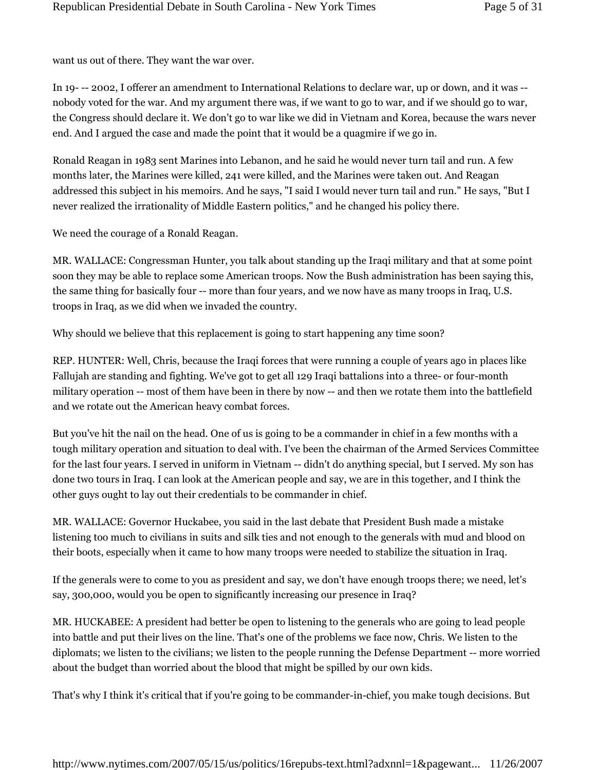want us out of there. They want the war over.

In 19- -- 2002, I offerer an amendment to International Relations to declare war, up or down, and it was -- nobody voted for the war. And my argument there was, if we want to go to war, and if we should go to war, the Congress should declare it. We don't go to war like we did in Vietnam and Korea, because the wars never end. And I argued the case and made the point that it would be a quagmire if we go in.

Ronald Reagan in 1983 sent Marines into Lebanon, and he said he would never turn tail and run. A few months later, the Marines were killed, 241 were killed, and the Marines were taken out. And Reagan addressed this subject in his memoirs. And he says, "I said I would never turn tail and run." He says, "But I never realized the irrationality of Middle Eastern politics," and he changed his policy there.

We need the courage of a Ronald Reagan.

MR. WALLACE: Congressman Hunter, you talk about standing up the Iraqi military and that at some point soon they may be able to replace some American troops. Now the Bush administration has been saying this, the same thing for basically four -- more than four years, and we now have as many troops in Iraq, U.S. troops in Iraq, as we did when we invaded the country.

Why should we believe that this replacement is going to start happening any time soon?

REP. HUNTER: Well, Chris, because the Iraqi forces that were running a couple of years ago in places like Fallujah are standing and fighting. We've got to get all 129 Iraqi battalions into a three- or four-month military operation -- most of them have been in there by now -- and then we rotate them into the battlefield and we rotate out the American heavy combat forces.

But you've hit the nail on the head. One of us is going to be a commander in chief in a few months with a tough military operation and situation to deal with. I've been the chairman of the Armed Services Committee for the last four years. I served in uniform in Vietnam -- didn't do anything special, but I served. My son has done two tours in Iraq. I can look at the American people and say, we are in this together, and I think the other guys ought to lay out their credentials to be commander in chief.

MR. WALLACE: Governor Huckabee, you said in the last debate that President Bush made a mistake listening too much to civilians in suits and silk ties and not enough to the generals with mud and blood on their boots, especially when it came to how many troops were needed to stabilize the situation in Iraq.

If the generals were to come to you as president and say, we don't have enough troops there; we need, let's say, 300,000, would you be open to significantly increasing our presence in Iraq?

MR. HUCKABEE: A president had better be open to listening to the generals who are going to lead people into battle and put their lives on the line. That's one of the problems we face now, Chris. We listen to the diplomats; we listen to the civilians; we listen to the people running the Defense Department -- more worried about the budget than worried about the blood that might be spilled by our own kids.

That's why I think it's critical that if you're going to be commander-in-chief, you make tough decisions. But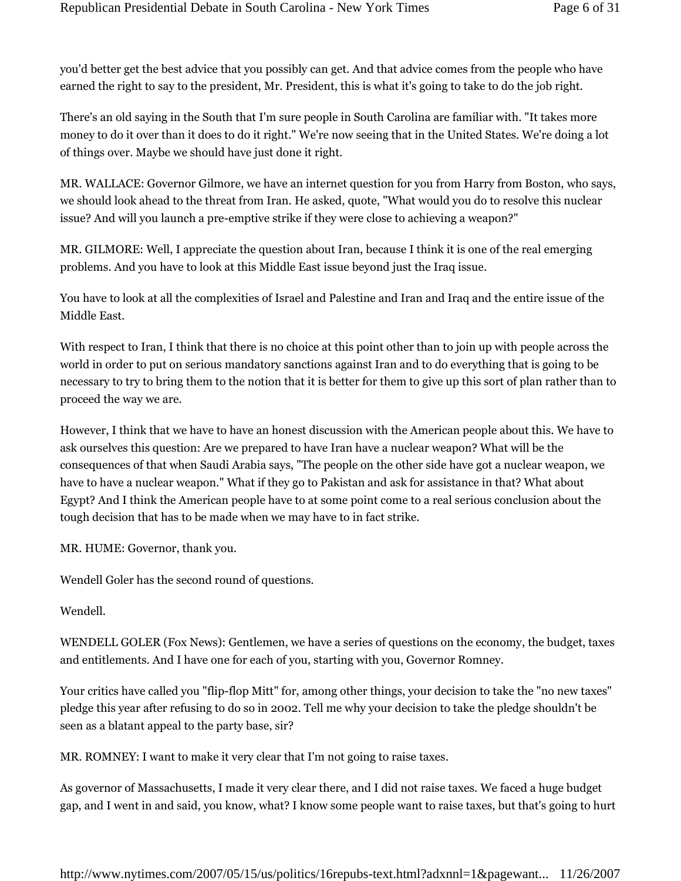you'd better get the best advice that you possibly can get. And that advice comes from the people who have earned the right to say to the president, Mr. President, this is what it's going to take to do the job right.

There's an old saying in the South that I'm sure people in South Carolina are familiar with. "It takes more money to do it over than it does to do it right." We're now seeing that in the United States. We're doing a lot of things over. Maybe we should have just done it right.

MR. WALLACE: Governor Gilmore, we have an internet question for you from Harry from Boston, who says, we should look ahead to the threat from Iran. He asked, quote, "What would you do to resolve this nuclear issue? And will you launch a pre-emptive strike if they were close to achieving a weapon?"

MR. GILMORE: Well, I appreciate the question about Iran, because I think it is one of the real emerging problems. And you have to look at this Middle East issue beyond just the Iraq issue.

You have to look at all the complexities of Israel and Palestine and Iran and Iraq and the entire issue of the Middle East.

With respect to Iran, I think that there is no choice at this point other than to join up with people across the world in order to put on serious mandatory sanctions against Iran and to do everything that is going to be necessary to try to bring them to the notion that it is better for them to give up this sort of plan rather than to proceed the way we are.

However, I think that we have to have an honest discussion with the American people about this. We have to ask ourselves this question: Are we prepared to have Iran have a nuclear weapon? What will be the consequences of that when Saudi Arabia says, "The people on the other side have got a nuclear weapon, we have to have a nuclear weapon." What if they go to Pakistan and ask for assistance in that? What about Egypt? And I think the American people have to at some point come to a real serious conclusion about the tough decision that has to be made when we may have to in fact strike.

MR. HUME: Governor, thank you.

Wendell Goler has the second round of questions.

Wendell.

WENDELL GOLER (Fox News): Gentlemen, we have a series of questions on the economy, the budget, taxes and entitlements. And I have one for each of you, starting with you, Governor Romney.

Your critics have called you "flip-flop Mitt" for, among other things, your decision to take the "no new taxes" pledge this year after refusing to do so in 2002. Tell me why your decision to take the pledge shouldn't be seen as a blatant appeal to the party base, sir?

MR. ROMNEY: I want to make it very clear that I'm not going to raise taxes.

As governor of Massachusetts, I made it very clear there, and I did not raise taxes. We faced a huge budget gap, and I went in and said, you know, what? I know some people want to raise taxes, but that's going to hurt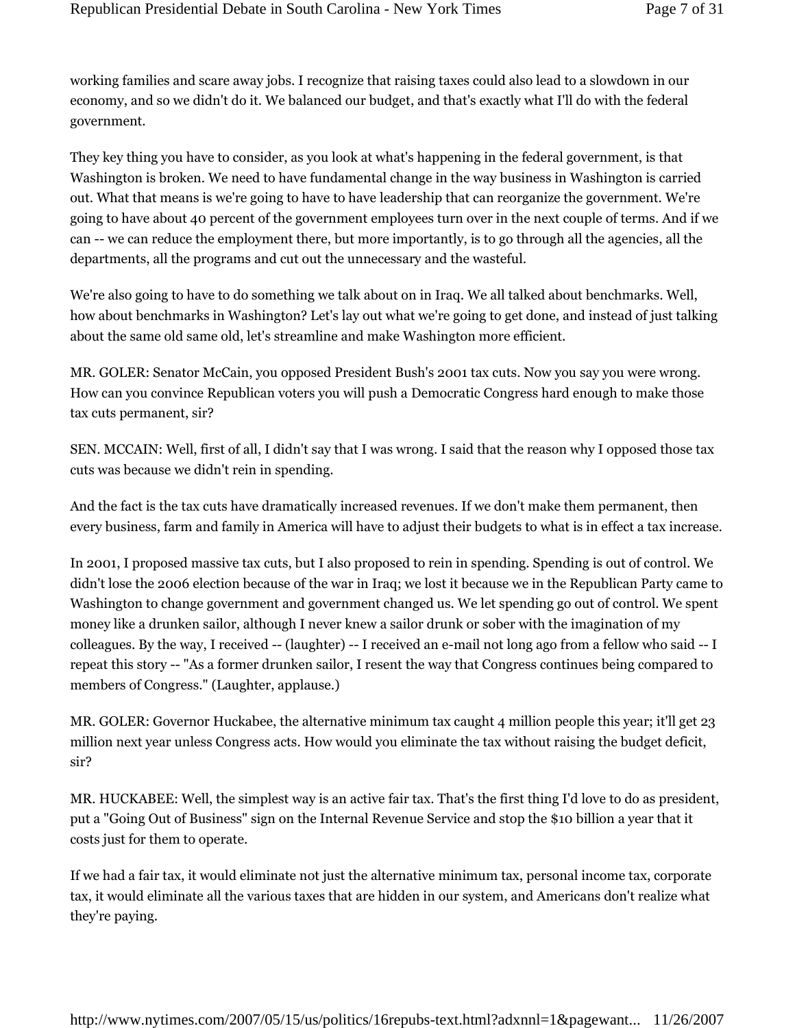working families and scare away jobs. I recognize that raising taxes could also lead to a slowdown in our economy, and so we didn't do it. We balanced our budget, and that's exactly what I'll do with the federal government.

They key thing you have to consider, as you look at what's happening in the federal government, is that Washington is broken. We need to have fundamental change in the way business in Washington is carried out. What that means is we're going to have to have leadership that can reorganize the government. We're going to have about 40 percent of the government employees turn over in the next couple of terms. And if we can -- we can reduce the employment there, but more importantly, is to go through all the agencies, all the departments, all the programs and cut out the unnecessary and the wasteful.

We're also going to have to do something we talk about on in Iraq. We all talked about benchmarks. Well, how about benchmarks in Washington? Let's lay out what we're going to get done, and instead of just talking about the same old same old, let's streamline and make Washington more efficient.

MR. GOLER: Senator McCain, you opposed President Bush's 2001 tax cuts. Now you say you were wrong. How can you convince Republican voters you will push a Democratic Congress hard enough to make those tax cuts permanent, sir?

SEN. MCCAIN: Well, first of all, I didn't say that I was wrong. I said that the reason why I opposed those tax cuts was because we didn't rein in spending.

And the fact is the tax cuts have dramatically increased revenues. If we don't make them permanent, then every business, farm and family in America will have to adjust their budgets to what is in effect a tax increase.

In 2001, I proposed massive tax cuts, but I also proposed to rein in spending. Spending is out of control. We didn't lose the 2006 election because of the war in Iraq; we lost it because we in the Republican Party came to Washington to change government and government changed us. We let spending go out of control. We spent money like a drunken sailor, although I never knew a sailor drunk or sober with the imagination of my colleagues. By the way, I received -- (laughter) -- I received an e-mail not long ago from a fellow who said -- I repeat this story -- "As a former drunken sailor, I resent the way that Congress continues being compared to members of Congress." (Laughter, applause.)

MR. GOLER: Governor Huckabee, the alternative minimum tax caught 4 million people this year; it'll get 23 million next year unless Congress acts. How would you eliminate the tax without raising the budget deficit, sir?

MR. HUCKABEE: Well, the simplest way is an active fair tax. That's the first thing I'd love to do as president, put a "Going Out of Business" sign on the Internal Revenue Service and stop the $10 billion a year that it costs just for them to operate.

If we had a fair tax, it would eliminate not just the alternative minimum tax, personal income tax, corporate tax, it would eliminate all the various taxes that are hidden in our system, and Americans don't realize what they're paying.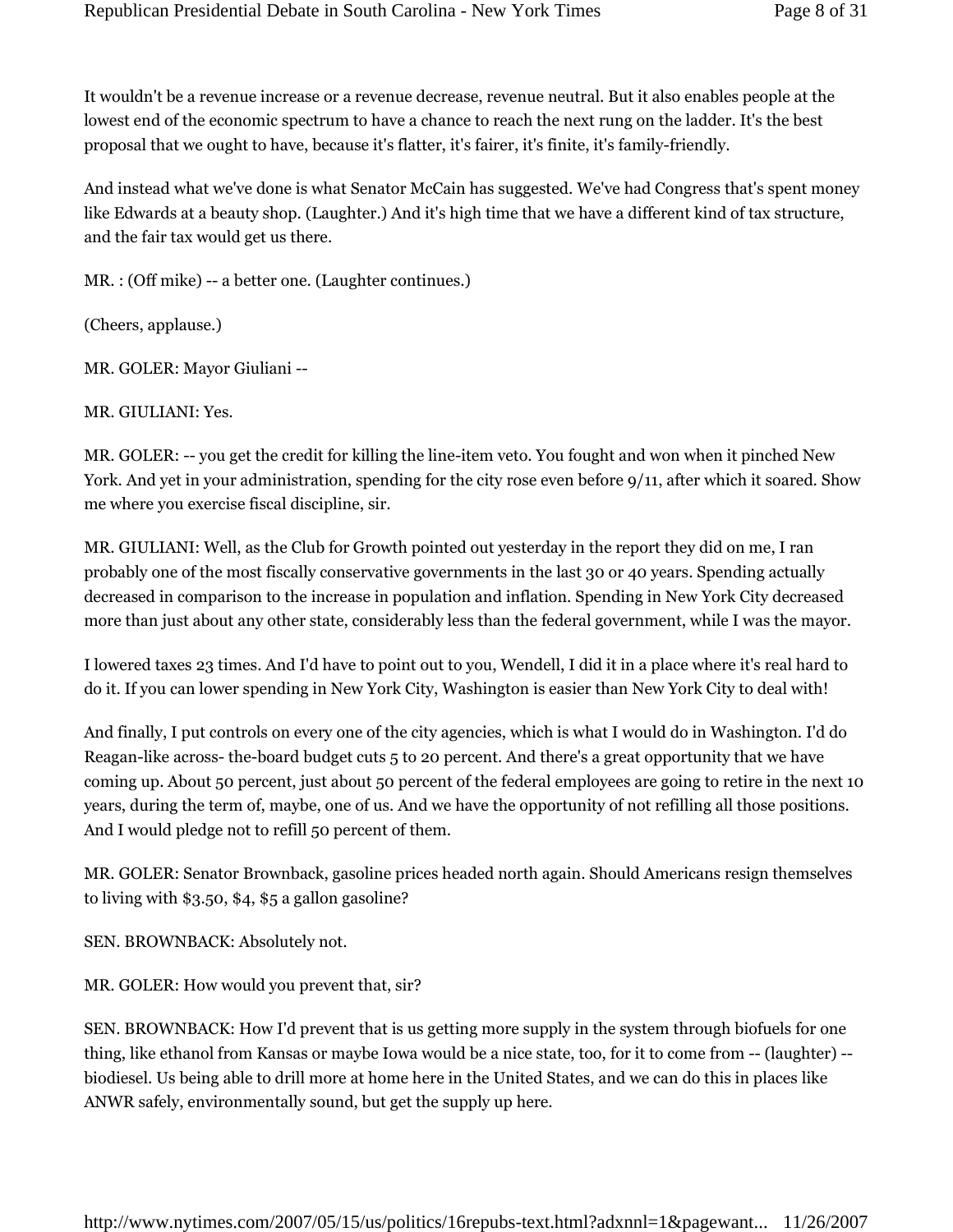It wouldn't be a revenue increase or a revenue decrease, revenue neutral. But it also enables people at the lowest end of the economic spectrum to have a chance to reach the next rung on the ladder. It's the best proposal that we ought to have, because it's flatter, it's fairer, it's finite, it's family-friendly.

And instead what we've done is what Senator McCain has suggested. We've had Congress that's spent money like Edwards at a beauty shop. (Laughter.) And it's high time that we have a different kind of tax structure, and the fair tax would get us there.

MR. : (Off mike) -- a better one. (Laughter continues.)

(Cheers, applause.)

MR. GOLER: Mayor Giuliani --

MR. GIULIANI: Yes.

MR. GOLER: -- you get the credit for killing the line-item veto. You fought and won when it pinched New York. And yet in your administration, spending for the city rose even before 9/11, after which it soared. Show me where you exercise fiscal discipline, sir.

MR. GIULIANI: Well, as the Club for Growth pointed out yesterday in the report they did on me, I ran probably one of the most fiscally conservative governments in the last 30 or 40 years. Spending actually decreased in comparison to the increase in population and inflation. Spending in New York City decreased more than just about any other state, considerably less than the federal government, while I was the mayor.

I lowered taxes 23 times. And I'd have to point out to you, Wendell, I did it in a place where it's real hard to do it. If you can lower spending in New York City, Washington is easier than New York City to deal with!

And finally, I put controls on every one of the city agencies, which is what I would do in Washington. I'd do Reagan-like across- the-board budget cuts 5 to 20 percent. And there's a great opportunity that we have coming up. About 50 percent, just about 50 percent of the federal employees are going to retire in the next 10 years, during the term of, maybe, one of us. And we have the opportunity of not refilling all those positions. And I would pledge not to refill 50 percent of them.

MR. GOLER: Senator Brownback, gasoline prices headed north again. Should Americans resign themselves to living with $3.50, $4, $5 a gallon gasoline?

SEN. BROWNBACK: Absolutely not.

MR. GOLER: How would you prevent that, sir?

SEN. BROWNBACK: How I'd prevent that is us getting more supply in the system through biofuels for one thing, like ethanol from Kansas or maybe Iowa would be a nice state, too, for it to come from -- (laughter) -- biodiesel. Us being able to drill more at home here in the United States, and we can do this in places like ANWR safely, environmentally sound, but get the supply up here.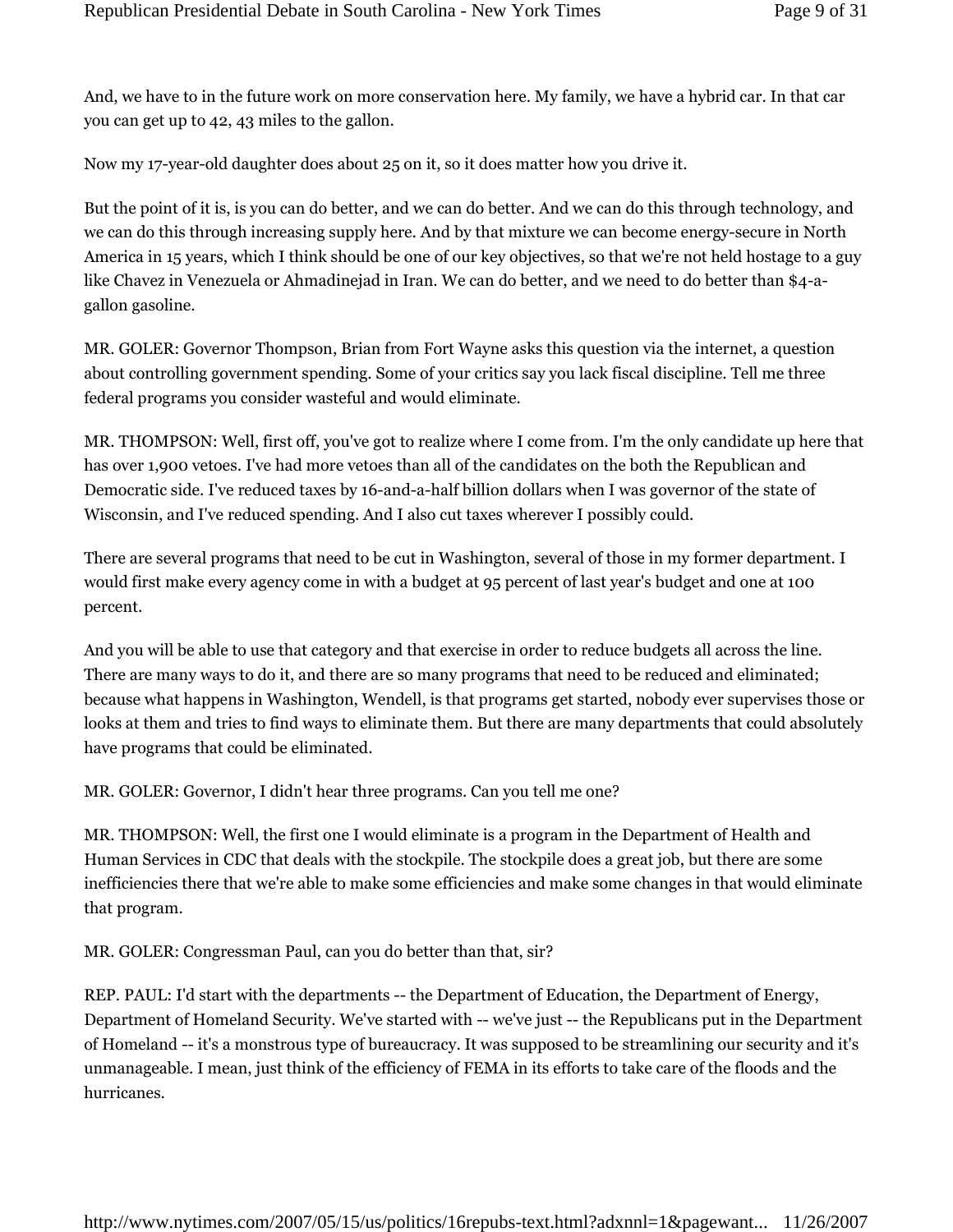And, we have to in the future work on more conservation here. My family, we have a hybrid car. In that car you can get up to 42, 43 miles to the gallon.

Now my 17-year-old daughter does about 25 on it, so it does matter how you drive it.

But the point of it is, is you can do better, and we can do better. And we can do this through technology, and we can do this through increasing supply here. And by that mixture we can become energy-secure in North America in 15 years, which I think should be one of our key objectives, so that we're not held hostage to a guy like Chavez in Venezuela or Ahmadinejad in Iran. We can do better, and we need to do better than $4-a-gallon gasoline.

MR. GOLER: Governor Thompson, Brian from Fort Wayne asks this question via the internet, a question about controlling government spending. Some of your critics say you lack fiscal discipline. Tell me three federal programs you consider wasteful and would eliminate.

MR. THOMPSON: Well, first off, you've got to realize where I come from. I'm the only candidate up here that has over 1,900 vetoes. I've had more vetoes than all of the candidates on the both the Republican and Democratic side. I've reduced taxes by 16-and-a-half billion dollars when I was governor of the state of Wisconsin, and I've reduced spending. And I also cut taxes wherever I possibly could.

There are several programs that need to be cut in Washington, several of those in my former department. I would first make every agency come in with a budget at 95 percent of last year's budget and one at 100 percent.

And you will be able to use that category and that exercise in order to reduce budgets all across the line. There are many ways to do it, and there are so many programs that need to be reduced and eliminated; because what happens in Washington, Wendell, is that programs get started, nobody ever supervises those or looks at them and tries to find ways to eliminate them. But there are many departments that could absolutely have programs that could be eliminated.

MR. GOLER: Governor, I didn't hear three programs. Can you tell me one?

MR. THOMPSON: Well, the first one I would eliminate is a program in the Department of Health and Human Services in CDC that deals with the stockpile. The stockpile does a great job, but there are some inefficiencies there that we're able to make some efficiencies and make some changes in that would eliminate that program.

MR. GOLER: Congressman Paul, can you do better than that, sir?

REP. PAUL: I'd start with the departments -- the Department of Education, the Department of Energy, Department of Homeland Security. We've started with -- we've just -- the Republicans put in the Department of Homeland -- it's a monstrous type of bureaucracy. It was supposed to be streamlining our security and it's unmanageable. I mean, just think of the efficiency of FEMA in its efforts to take care of the floods and the hurricanes.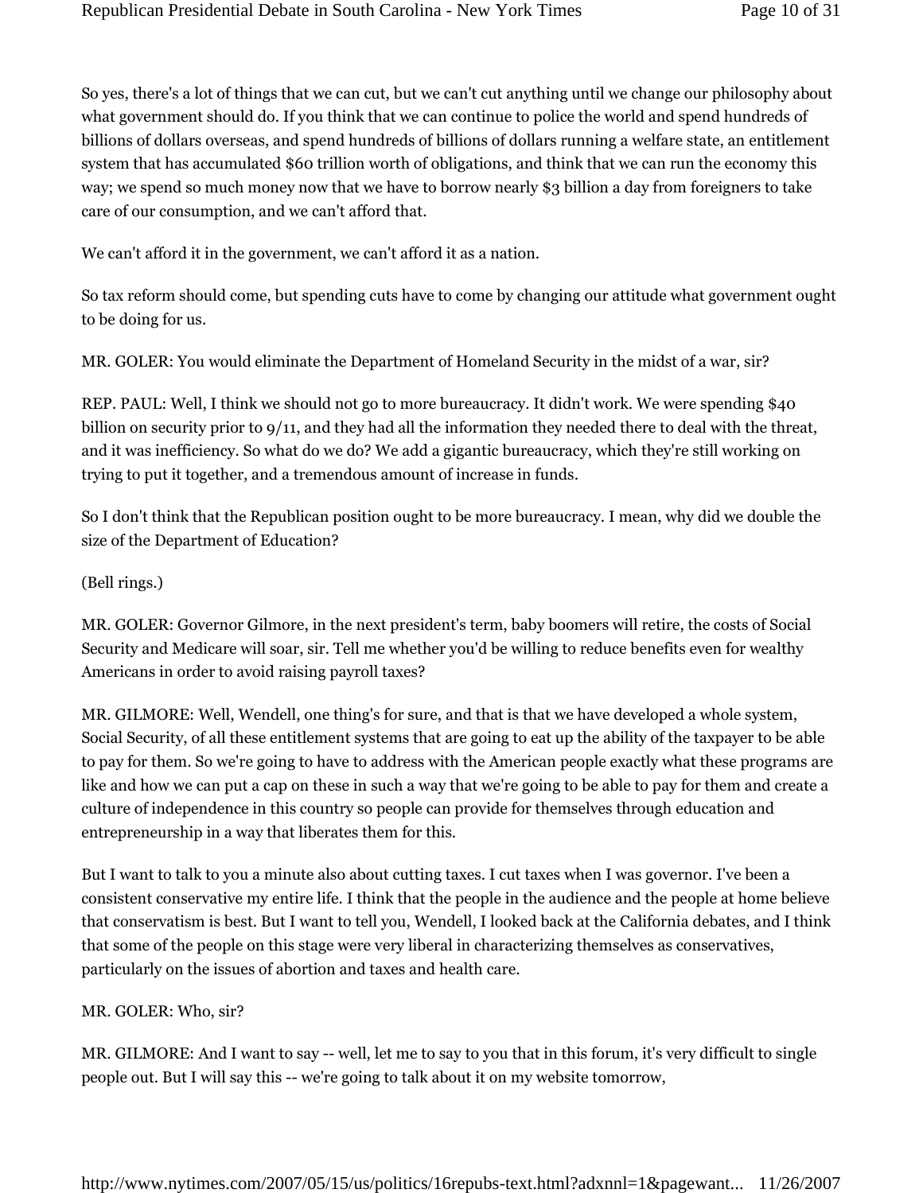So yes, there's a lot of things that we can cut, but we can't cut anything until we change our philosophy about what government should do. If you think that we can continue to police the world and spend hundreds of billions of dollars overseas, and spend hundreds of billions of dollars running a welfare state, an entitlement system that has accumulated $60 trillion worth of obligations, and think that we can run the economy this way; we spend so much money now that we have to borrow nearly $3 billion a day from foreigners to take care of our consumption, and we can't afford that.

We can't afford it in the government, we can't afford it as a nation.

So tax reform should come, but spending cuts have to come by changing our attitude what government ought to be doing for us.

MR. GOLER: You would eliminate the Department of Homeland Security in the midst of a war, sir?

REP. PAUL: Well, I think we should not go to more bureaucracy. It didn't work. We were spending $40 billion on security prior to 9/11, and they had all the information they needed there to deal with the threat, and it was inefficiency. So what do we do? We add a gigantic bureaucracy, which they're still working on trying to put it together, and a tremendous amount of increase in funds.

So I don't think that the Republican position ought to be more bureaucracy. I mean, why did we double the size of the Department of Education?

(Bell rings.)

MR. GOLER: Governor Gilmore, in the next president's term, baby boomers will retire, the costs of Social Security and Medicare will soar, sir. Tell me whether you'd be willing to reduce benefits even for wealthy Americans in order to avoid raising payroll taxes?

MR. GILMORE: Well, Wendell, one thing's for sure, and that is that we have developed a whole system, Social Security, of all these entitlement systems that are going to eat up the ability of the taxpayer to be able to pay for them. So we're going to have to address with the American people exactly what these programs are like and how we can put a cap on these in such a way that we're going to be able to pay for them and create a culture of independence in this country so people can provide for themselves through education and entrepreneurship in a way that liberates them for this.

But I want to talk to you a minute also about cutting taxes. I cut taxes when I was governor. I've been a consistent conservative my entire life. I think that the people in the audience and the people at home believe that conservatism is best. But I want to tell you, Wendell, I looked back at the California debates, and I think that some of the people on this stage were very liberal in characterizing themselves as conservatives, particularly on the issues of abortion and taxes and health care.

MR. GOLER: Who, sir?

MR. GILMORE: And I want to say -- well, let me to say to you that in this forum, it's very difficult to single people out. But I will say this -- we're going to talk about it on my website tomorrow,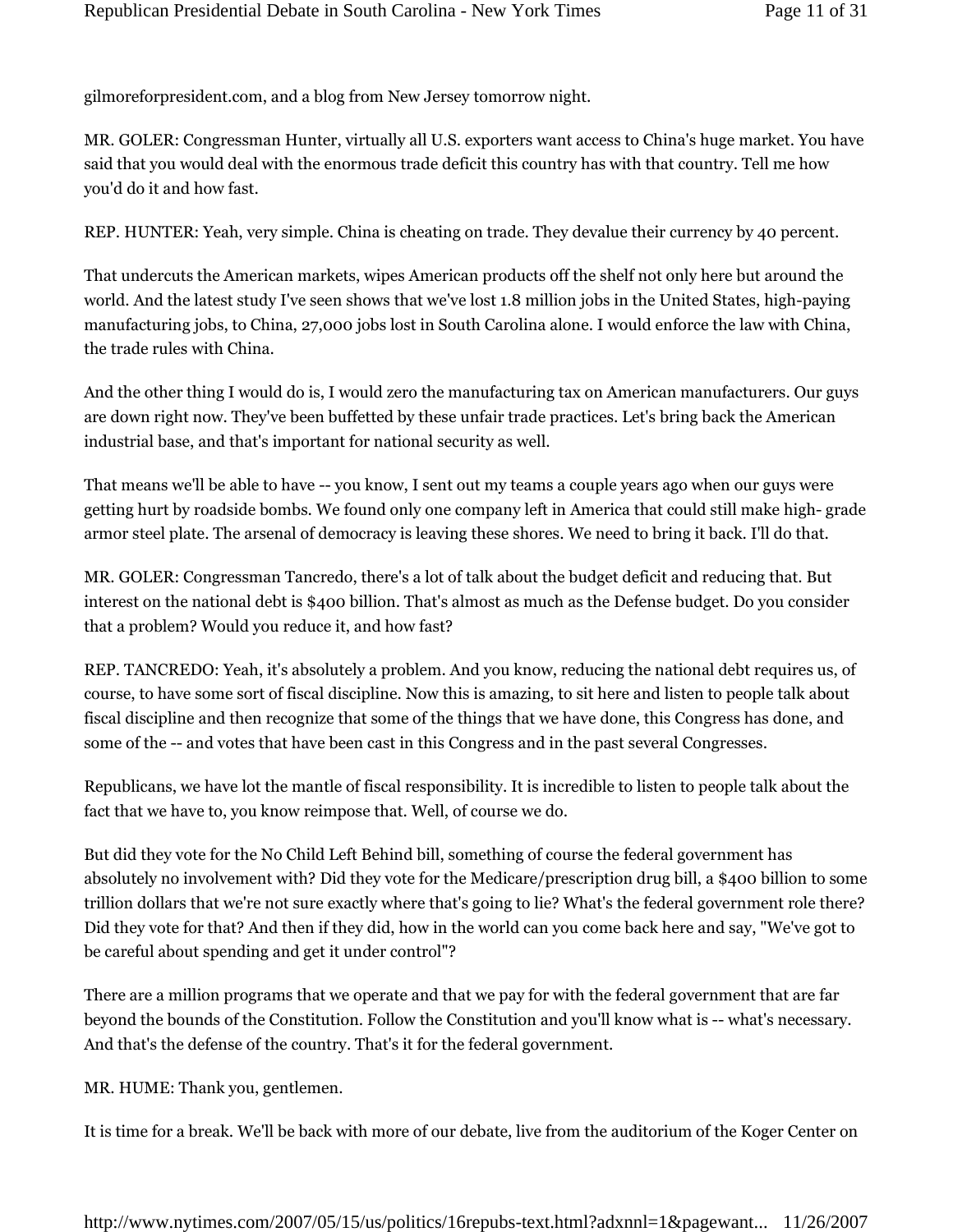gilmoreforpresident.com, and a blog from New Jersey tomorrow night.

MR. GOLER: Congressman Hunter, virtually all U.S. exporters want access to China's huge market. You have said that you would deal with the enormous trade deficit this country has with that country. Tell me how you'd do it and how fast.

REP. HUNTER: Yeah, very simple. China is cheating on trade. They devalue their currency by 40 percent.

That undercuts the American markets, wipes American products off the shelf not only here but around the world. And the latest study I've seen shows that we've lost 1.8 million jobs in the United States, high-paying manufacturing jobs, to China, 27,000 jobs lost in South Carolina alone. I would enforce the law with China, the trade rules with China.

And the other thing I would do is, I would zero the manufacturing tax on American manufacturers. Our guys are down right now. They've been buffetted by these unfair trade practices. Let's bring back the American industrial base, and that's important for national security as well.

That means we'll be able to have -- you know, I sent out my teams a couple years ago when our guys were getting hurt by roadside bombs. We found only one company left in America that could still make high- grade armor steel plate. The arsenal of democracy is leaving these shores. We need to bring it back. I'll do that.

MR. GOLER: Congressman Tancredo, there's a lot of talk about the budget deficit and reducing that. But interest on the national debt is $400 billion. That's almost as much as the Defense budget. Do you consider that a problem? Would you reduce it, and how fast?

REP. TANCREDO: Yeah, it's absolutely a problem. And you know, reducing the national debt requires us, of course, to have some sort of fiscal discipline. Now this is amazing, to sit here and listen to people talk about fiscal discipline and then recognize that some of the things that we have done, this Congress has done, and some of the -- and votes that have been cast in this Congress and in the past several Congresses.

Republicans, we have lot the mantle of fiscal responsibility. It is incredible to listen to people talk about the fact that we have to, you know reimpose that. Well, of course we do.

But did they vote for the No Child Left Behind bill, something of course the federal government has absolutely no involvement with? Did they vote for the Medicare/prescription drug bill, a $400 billion to some trillion dollars that we're not sure exactly where that's going to lie? What's the federal government role there? Did they vote for that? And then if they did, how in the world can you come back here and say, "We've got to be careful about spending and get it under control"?

There are a million programs that we operate and that we pay for with the federal government that are far beyond the bounds of the Constitution. Follow the Constitution and you'll know what is -- what's necessary. And that's the defense of the country. That's it for the federal government.

MR. HUME: Thank you, gentlemen.

It is time for a break. We'll be back with more of our debate, live from the auditorium of the Koger Center on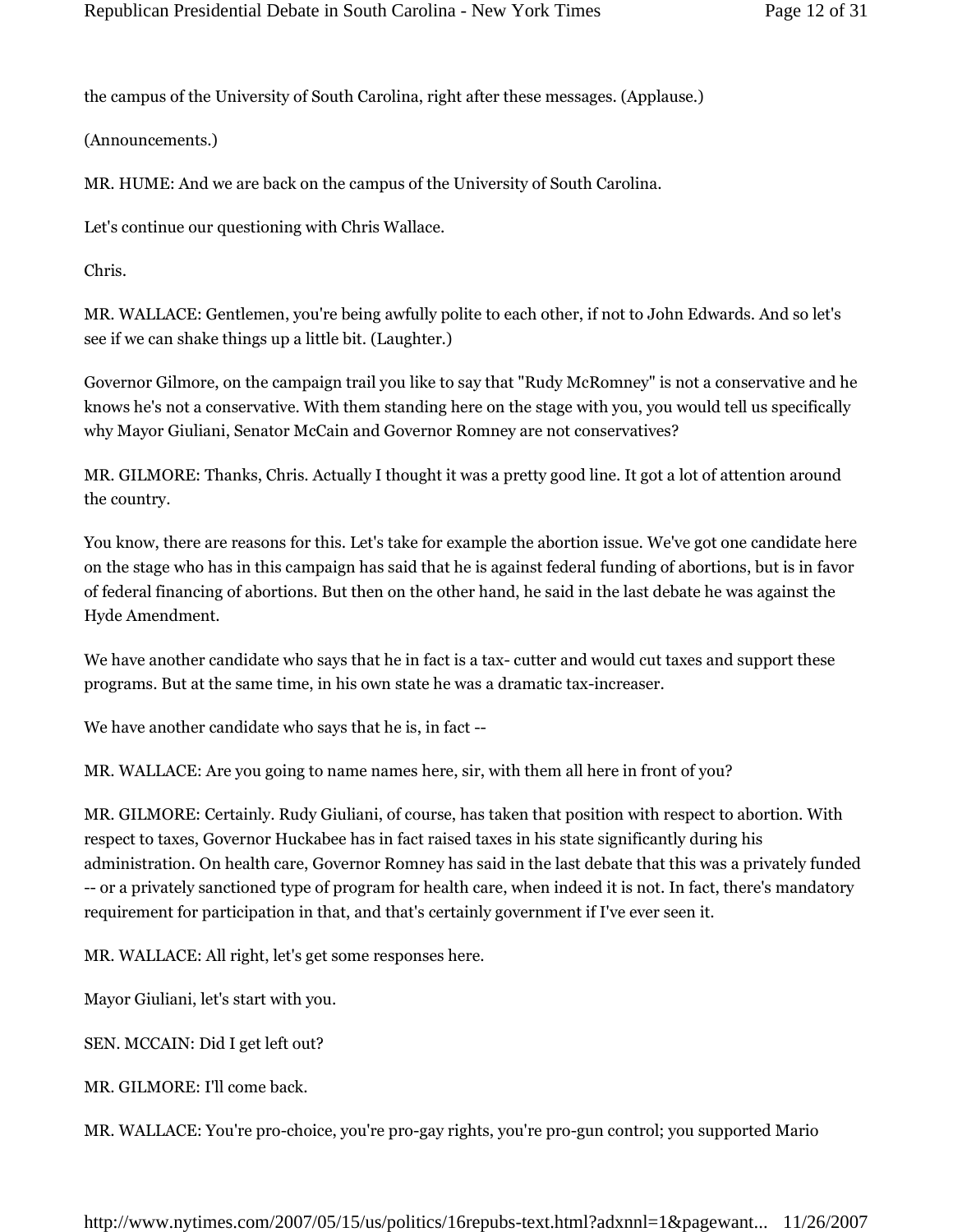the campus of the University of South Carolina, right after these messages. (Applause.)

(Announcements.)

MR. HUME: And we are back on the campus of the University of South Carolina.

Let's continue our questioning with Chris Wallace.

Chris.

MR. WALLACE: Gentlemen, you're being awfully polite to each other, if not to John Edwards. And so let's see if we can shake things up a little bit. (Laughter.)

Governor Gilmore, on the campaign trail you like to say that "Rudy McRomney" is not a conservative and he knows he's not a conservative. With them standing here on the stage with you, you would tell us specifically why Mayor Giuliani, Senator McCain and Governor Romney are not conservatives?

MR. GILMORE: Thanks, Chris. Actually I thought it was a pretty good line. It got a lot of attention around the country.

You know, there are reasons for this. Let's take for example the abortion issue. We've got one candidate here on the stage who has in this campaign has said that he is against federal funding of abortions, but is in favor of federal financing of abortions. But then on the other hand, he said in the last debate he was against the Hyde Amendment.

We have another candidate who says that he in fact is a tax- cutter and would cut taxes and support these programs. But at the same time, in his own state he was a dramatic tax-increaser.

We have another candidate who says that he is, in fact --

MR. WALLACE: Are you going to name names here, sir, with them all here in front of you?

MR. GILMORE: Certainly. Rudy Giuliani, of course, has taken that position with respect to abortion. With respect to taxes, Governor Huckabee has in fact raised taxes in his state significantly during his administration. On health care, Governor Romney has said in the last debate that this was a privately funded -- or a privately sanctioned type of program for health care, when indeed it is not. In fact, there's mandatory requirement for participation in that, and that's certainly government if I've ever seen it.

MR. WALLACE: All right, let's get some responses here.

Mayor Giuliani, let's start with you.

SEN. MCCAIN: Did I get left out?

MR. GILMORE: I'll come back.

MR. WALLACE: You're pro-choice, you're pro-gay rights, you're pro-gun control; you supported Mario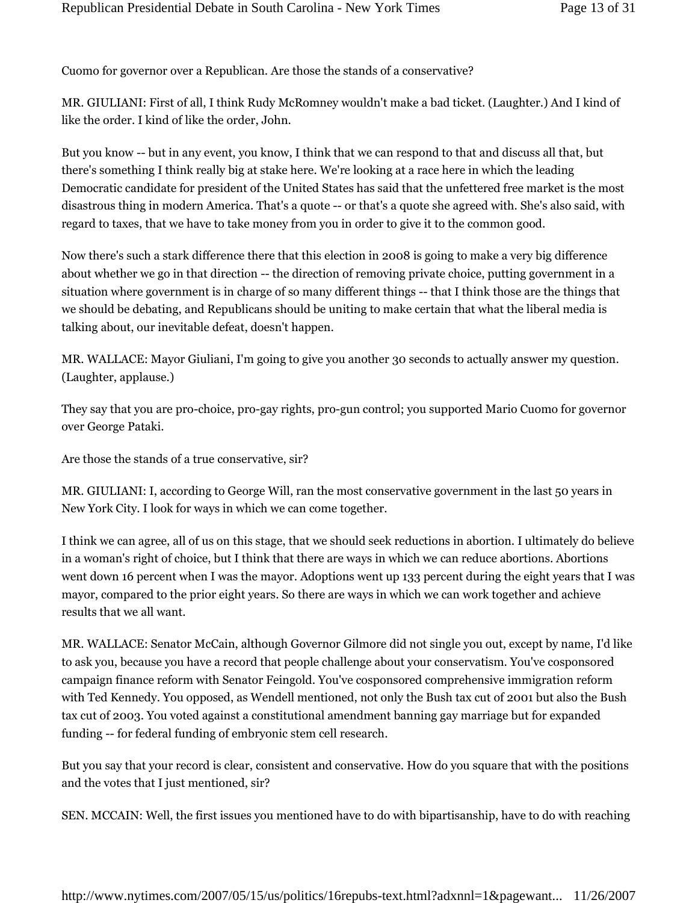Cuomo for governor over a Republican. Are those the stands of a conservative?

MR. GIULIANI: First of all, I think Rudy McRomney wouldn't make a bad ticket. (Laughter.) And I kind of like the order. I kind of like the order, John.

But you know -- but in any event, you know, I think that we can respond to that and discuss all that, but there's something I think really big at stake here. We're looking at a race here in which the leading Democratic candidate for president of the United States has said that the unfettered free market is the most disastrous thing in modern America. That's a quote -- or that's a quote she agreed with. She's also said, with regard to taxes, that we have to take money from you in order to give it to the common good.

Now there's such a stark difference there that this election in 2008 is going to make a very big difference about whether we go in that direction -- the direction of removing private choice, putting government in a situation where government is in charge of so many different things -- that I think those are the things that we should be debating, and Republicans should be uniting to make certain that what the liberal media is talking about, our inevitable defeat, doesn't happen.

MR. WALLACE: Mayor Giuliani, I'm going to give you another 30 seconds to actually answer my question. (Laughter, applause.)

They say that you are pro-choice, pro-gay rights, pro-gun control; you supported Mario Cuomo for governor over George Pataki.

Are those the stands of a true conservative, sir?

MR. GIULIANI: I, according to George Will, ran the most conservative government in the last 50 years in New York City. I look for ways in which we can come together.

I think we can agree, all of us on this stage, that we should seek reductions in abortion. I ultimately do believe in a woman's right of choice, but I think that there are ways in which we can reduce abortions. Abortions went down 16 percent when I was the mayor. Adoptions went up 133 percent during the eight years that I was mayor, compared to the prior eight years. So there are ways in which we can work together and achieve results that we all want.

MR. WALLACE: Senator McCain, although Governor Gilmore did not single you out, except by name, I'd like to ask you, because you have a record that people challenge about your conservatism. You've cosponsored campaign finance reform with Senator Feingold. You've cosponsored comprehensive immigration reform with Ted Kennedy. You opposed, as Wendell mentioned, not only the Bush tax cut of 2001 but also the Bush tax cut of 2003. You voted against a constitutional amendment banning gay marriage but for expanded funding -- for federal funding of embryonic stem cell research.

But you say that your record is clear, consistent and conservative. How do you square that with the positions and the votes that I just mentioned, sir?

SEN. MCCAIN: Well, the first issues you mentioned have to do with bipartisanship, have to do with reaching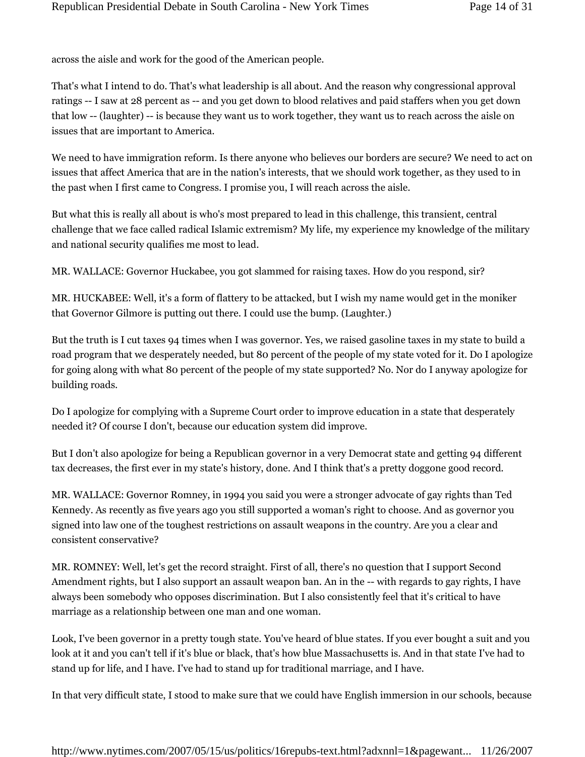across the aisle and work for the good of the American people.

That's what I intend to do. That's what leadership is all about. And the reason why congressional approval ratings -- I saw at 28 percent as -- and you get down to blood relatives and paid staffers when you get down that low -- (laughter) -- is because they want us to work together, they want us to reach across the aisle on issues that are important to America.

We need to have immigration reform. Is there anyone who believes our borders are secure? We need to act on issues that affect America that are in the nation's interests, that we should work together, as they used to in the past when I first came to Congress. I promise you, I will reach across the aisle.

But what this is really all about is who's most prepared to lead in this challenge, this transient, central challenge that we face called radical Islamic extremism? My life, my experience my knowledge of the military and national security qualifies me most to lead.

MR. WALLACE: Governor Huckabee, you got slammed for raising taxes. How do you respond, sir?

MR. HUCKABEE: Well, it's a form of flattery to be attacked, but I wish my name would get in the moniker that Governor Gilmore is putting out there. I could use the bump. (Laughter.)

But the truth is I cut taxes 94 times when I was governor. Yes, we raised gasoline taxes in my state to build a road program that we desperately needed, but 80 percent of the people of my state voted for it. Do I apologize for going along with what 80 percent of the people of my state supported? No. Nor do I anyway apologize for building roads.

Do I apologize for complying with a Supreme Court order to improve education in a state that desperately needed it? Of course I don't, because our education system did improve.

But I don't also apologize for being a Republican governor in a very Democrat state and getting 94 different tax decreases, the first ever in my state's history, done. And I think that's a pretty doggone good record.

MR. WALLACE: Governor Romney, in 1994 you said you were a stronger advocate of gay rights than Ted Kennedy. As recently as five years ago you still supported a woman's right to choose. And as governor you signed into law one of the toughest restrictions on assault weapons in the country. Are you a clear and consistent conservative?

MR. ROMNEY: Well, let's get the record straight. First of all, there's no question that I support Second Amendment rights, but I also support an assault weapon ban. An in the -- with regards to gay rights, I have always been somebody who opposes discrimination. But I also consistently feel that it's critical to have marriage as a relationship between one man and one woman.

Look, I've been governor in a pretty tough state. You've heard of blue states. If you ever bought a suit and you look at it and you can't tell if it's blue or black, that's how blue Massachusetts is. And in that state I've had to stand up for life, and I have. I've had to stand up for traditional marriage, and I have.

In that very difficult state, I stood to make sure that we could have English immersion in our schools, because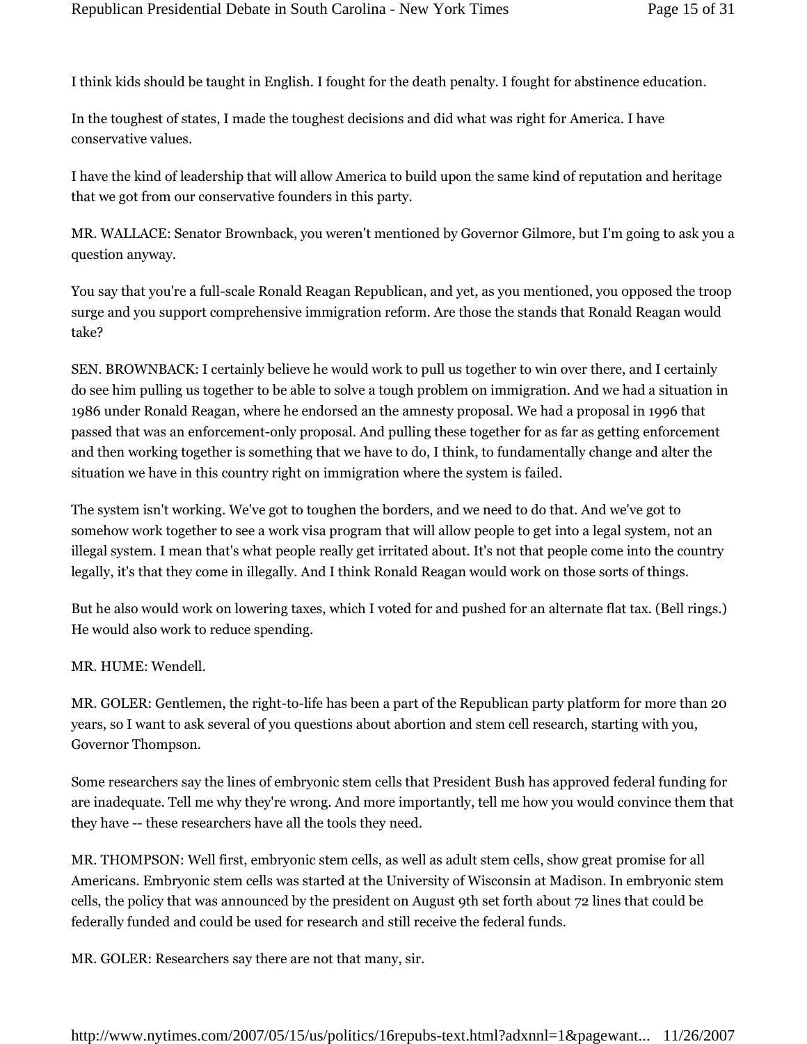I think kids should be taught in English. I fought for the death penalty. I fought for abstinence education.

In the toughest of states, I made the toughest decisions and did what was right for America. I have conservative values.

I have the kind of leadership that will allow America to build upon the same kind of reputation and heritage that we got from our conservative founders in this party.

MR. WALLACE: Senator Brownback, you weren't mentioned by Governor Gilmore, but I'm going to ask you a question anyway.

You say that you're a full-scale Ronald Reagan Republican, and yet, as you mentioned, you opposed the troop surge and you support comprehensive immigration reform. Are those the stands that Ronald Reagan would take?

SEN. BROWNBACK: I certainly believe he would work to pull us together to win over there, and I certainly do see him pulling us together to be able to solve a tough problem on immigration. And we had a situation in 1986 under Ronald Reagan, where he endorsed an the amnesty proposal. We had a proposal in 1996 that passed that was an enforcement-only proposal. And pulling these together for as far as getting enforcement and then working together is something that we have to do, I think, to fundamentally change and alter the situation we have in this country right on immigration where the system is failed.

The system isn't working. We've got to toughen the borders, and we need to do that. And we've got to somehow work together to see a work visa program that will allow people to get into a legal system, not an illegal system. I mean that's what people really get irritated about. It's not that people come into the country legally, it's that they come in illegally. And I think Ronald Reagan would work on those sorts of things.

But he also would work on lowering taxes, which I voted for and pushed for an alternate flat tax. (Bell rings.) He would also work to reduce spending.

MR. HUME: Wendell.

MR. GOLER: Gentlemen, the right-to-life has been a part of the Republican party platform for more than 20 years, so I want to ask several of you questions about abortion and stem cell research, starting with you, Governor Thompson.

Some researchers say the lines of embryonic stem cells that President Bush has approved federal funding for are inadequate. Tell me why they're wrong. And more importantly, tell me how you would convince them that they have -- these researchers have all the tools they need.

MR. THOMPSON: Well first, embryonic stem cells, as well as adult stem cells, show great promise for all Americans. Embryonic stem cells was started at the University of Wisconsin at Madison. In embryonic stem cells, the policy that was announced by the president on August 9th set forth about 72 lines that could be federally funded and could be used for research and still receive the federal funds.

MR. GOLER: Researchers say there are not that many, sir.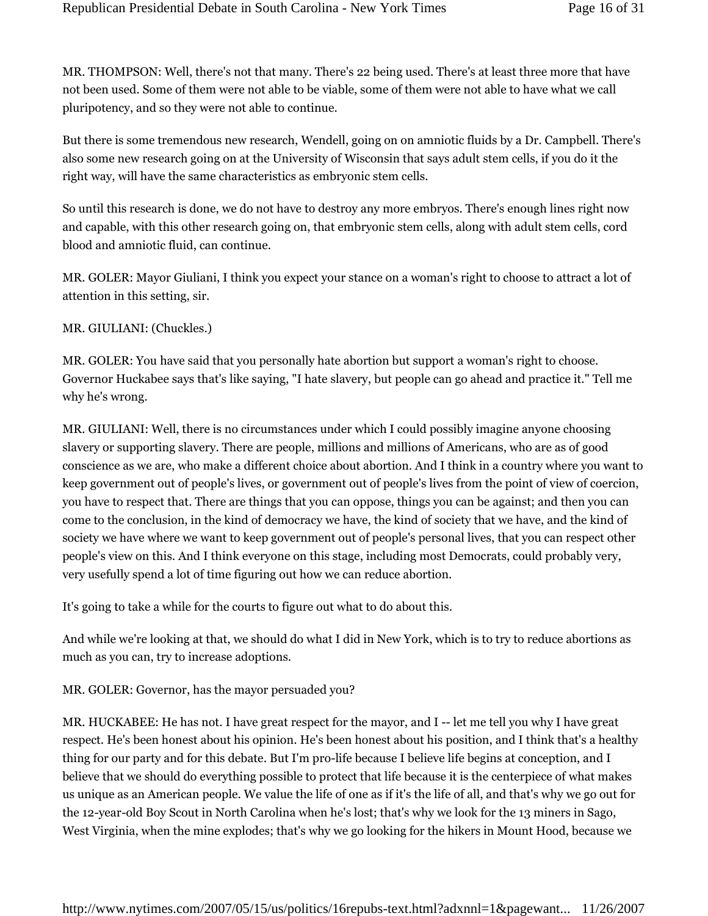MR. THOMPSON: Well, there's not that many. There's 22 being used. There's at least three more that have not been used. Some of them were not able to be viable, some of them were not able to have what we call pluripotency, and so they were not able to continue.

But there is some tremendous new research, Wendell, going on on amniotic fluids by a Dr. Campbell. There's also some new research going on at the University of Wisconsin that says adult stem cells, if you do it the right way, will have the same characteristics as embryonic stem cells.

So until this research is done, we do not have to destroy any more embryos. There's enough lines right now and capable, with this other research going on, that embryonic stem cells, along with adult stem cells, cord blood and amniotic fluid, can continue.

MR. GOLER: Mayor Giuliani, I think you expect your stance on a woman's right to choose to attract a lot of attention in this setting, sir.

MR. GIULIANI: (Chuckles.)

MR. GOLER: You have said that you personally hate abortion but support a woman's right to choose. Governor Huckabee says that's like saying, "I hate slavery, but people can go ahead and practice it." Tell me why he's wrong.

MR. GIULIANI: Well, there is no circumstances under which I could possibly imagine anyone choosing slavery or supporting slavery. There are people, millions and millions of Americans, who are as of good conscience as we are, who make a different choice about abortion. And I think in a country where you want to keep government out of people's lives, or government out of people's lives from the point of view of coercion, you have to respect that. There are things that you can oppose, things you can be against; and then you can come to the conclusion, in the kind of democracy we have, the kind of society that we have, and the kind of society we have where we want to keep government out of people's personal lives, that you can respect other people's view on this. And I think everyone on this stage, including most Democrats, could probably very, very usefully spend a lot of time figuring out how we can reduce abortion.

It's going to take a while for the courts to figure out what to do about this.

And while we're looking at that, we should do what I did in New York, which is to try to reduce abortions as much as you can, try to increase adoptions.

MR. GOLER: Governor, has the mayor persuaded you?

MR. HUCKABEE: He has not. I have great respect for the mayor, and I -- let me tell you why I have great respect. He's been honest about his opinion. He's been honest about his position, and I think that's a healthy thing for our party and for this debate. But I'm pro-life because I believe life begins at conception, and I believe that we should do everything possible to protect that life because it is the centerpiece of what makes us unique as an American people. We value the life of one as if it's the life of all, and that's why we go out for the 12-year-old Boy Scout in North Carolina when he's lost; that's why we look for the 13 miners in Sago, West Virginia, when the mine explodes; that's why we go looking for the hikers in Mount Hood, because we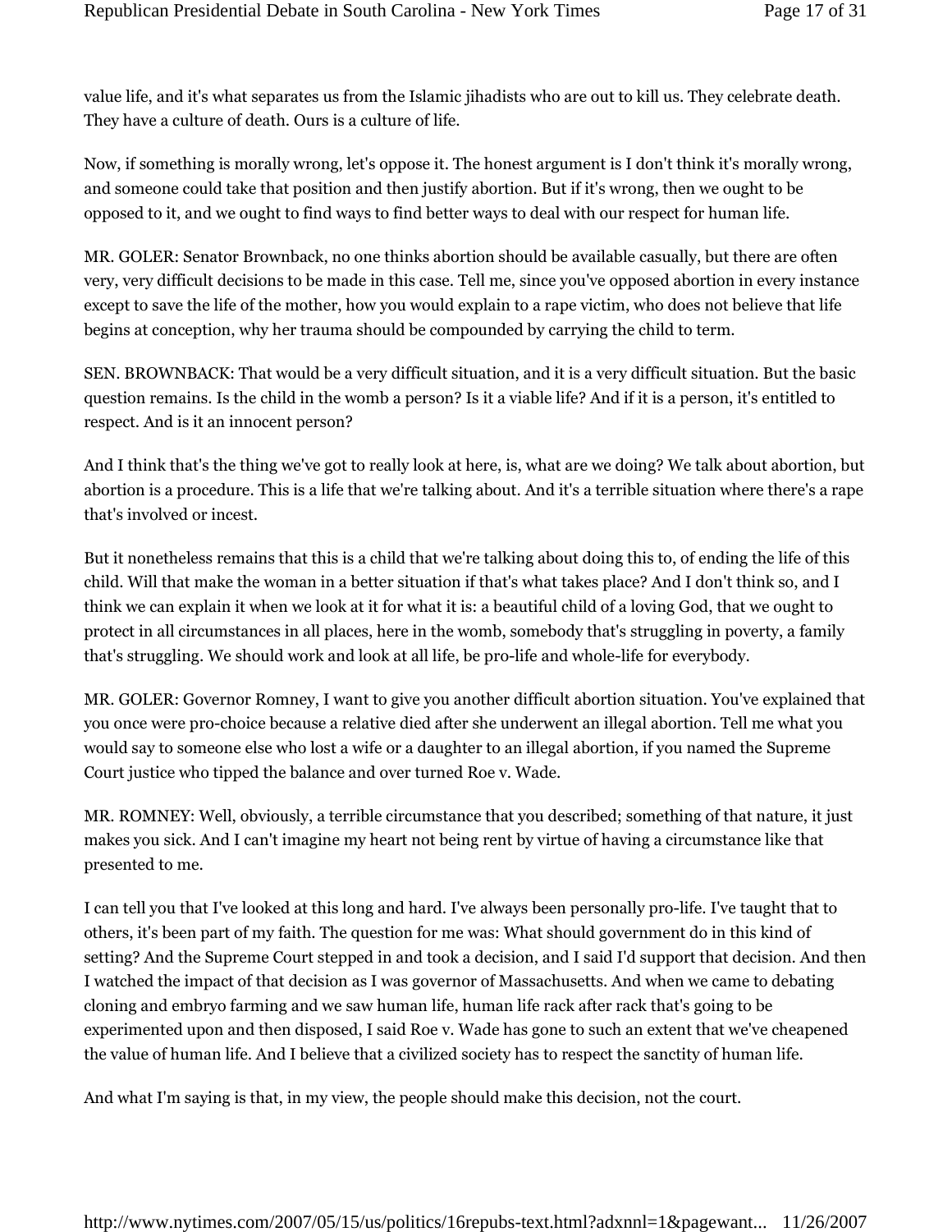value life, and it's what separates us from the Islamic jihadists who are out to kill us. They celebrate death. They have a culture of death. Ours is a culture of life.

Now, if something is morally wrong, let's oppose it. The honest argument is I don't think it's morally wrong, and someone could take that position and then justify abortion. But if it's wrong, then we ought to be opposed to it, and we ought to find ways to find better ways to deal with our respect for human life.

MR. GOLER: Senator Brownback, no one thinks abortion should be available casually, but there are often very, very difficult decisions to be made in this case. Tell me, since you've opposed abortion in every instance except to save the life of the mother, how you would explain to a rape victim, who does not believe that life begins at conception, why her trauma should be compounded by carrying the child to term.

SEN. BROWNBACK: That would be a very difficult situation, and it is a very difficult situation. But the basic question remains. Is the child in the womb a person? Is it a viable life? And if it is a person, it's entitled to respect. And is it an innocent person?

And I think that's the thing we've got to really look at here, is, what are we doing? We talk about abortion, but abortion is a procedure. This is a life that we're talking about. And it's a terrible situation where there's a rape that's involved or incest.

But it nonetheless remains that this is a child that we're talking about doing this to, of ending the life of this child. Will that make the woman in a better situation if that's what takes place? And I don't think so, and I think we can explain it when we look at it for what it is: a beautiful child of a loving God, that we ought to protect in all circumstances in all places, here in the womb, somebody that's struggling in poverty, a family that's struggling. We should work and look at all life, be pro-life and whole-life for everybody.

MR. GOLER: Governor Romney, I want to give you another difficult abortion situation. You've explained that you once were pro-choice because a relative died after she underwent an illegal abortion. Tell me what you would say to someone else who lost a wife or a daughter to an illegal abortion, if you named the Supreme Court justice who tipped the balance and over turned Roe v. Wade.

MR. ROMNEY: Well, obviously, a terrible circumstance that you described; something of that nature, it just makes you sick. And I can't imagine my heart not being rent by virtue of having a circumstance like that presented to me.

I can tell you that I've looked at this long and hard. I've always been personally pro-life. I've taught that to others, it's been part of my faith. The question for me was: What should government do in this kind of setting? And the Supreme Court stepped in and took a decision, and I said I'd support that decision. And then I watched the impact of that decision as I was governor of Massachusetts. And when we came to debating cloning and embryo farming and we saw human life, human life rack after rack that's going to be experimented upon and then disposed, I said Roe v. Wade has gone to such an extent that we've cheapened the value of human life. And I believe that a civilized society has to respect the sanctity of human life.

And what I'm saying is that, in my view, the people should make this decision, not the court.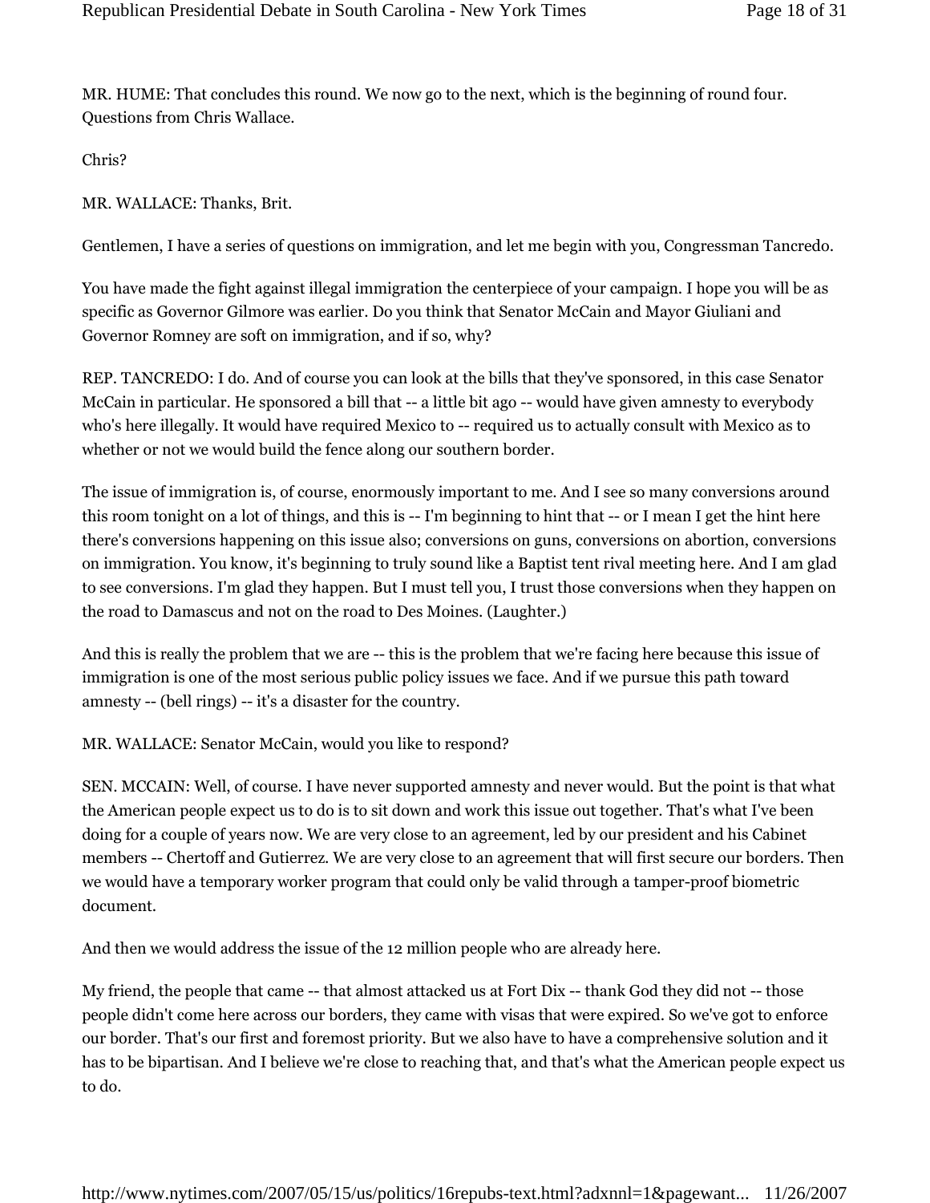MR. HUME: That concludes this round. We now go to the next, which is the beginning of round four. Questions from Chris Wallace.

Chris?

MR. WALLACE: Thanks, Brit.

Gentlemen, I have a series of questions on immigration, and let me begin with you, Congressman Tancredo.

You have made the fight against illegal immigration the centerpiece of your campaign. I hope you will be as specific as Governor Gilmore was earlier. Do you think that Senator McCain and Mayor Giuliani and Governor Romney are soft on immigration, and if so, why?

REP. TANCREDO: I do. And of course you can look at the bills that they've sponsored, in this case Senator McCain in particular. He sponsored a bill that -- a little bit ago -- would have given amnesty to everybody who's here illegally. It would have required Mexico to -- required us to actually consult with Mexico as to whether or not we would build the fence along our southern border.

The issue of immigration is, of course, enormously important to me. And I see so many conversions around this room tonight on a lot of things, and this is -- I'm beginning to hint that -- or I mean I get the hint here there's conversions happening on this issue also; conversions on guns, conversions on abortion, conversions on immigration. You know, it's beginning to truly sound like a Baptist tent rival meeting here. And I am glad to see conversions. I'm glad they happen. But I must tell you, I trust those conversions when they happen on the road to Damascus and not on the road to Des Moines. (Laughter.)

And this is really the problem that we are -- this is the problem that we're facing here because this issue of immigration is one of the most serious public policy issues we face. And if we pursue this path toward amnesty -- (bell rings) -- it's a disaster for the country.

MR. WALLACE: Senator McCain, would you like to respond?

SEN. MCCAIN: Well, of course. I have never supported amnesty and never would. But the point is that what the American people expect us to do is to sit down and work this issue out together. That's what I've been doing for a couple of years now. We are very close to an agreement, led by our president and his Cabinet members -- Chertoff and Gutierrez. We are very close to an agreement that will first secure our borders. Then we would have a temporary worker program that could only be valid through a tamper-proof biometric document.

And then we would address the issue of the 12 million people who are already here.

My friend, the people that came -- that almost attacked us at Fort Dix -- thank God they did not -- those people didn't come here across our borders, they came with visas that were expired. So we've got to enforce our border. That's our first and foremost priority. But we also have to have a comprehensive solution and it has to be bipartisan. And I believe we're close to reaching that, and that's what the American people expect us to do.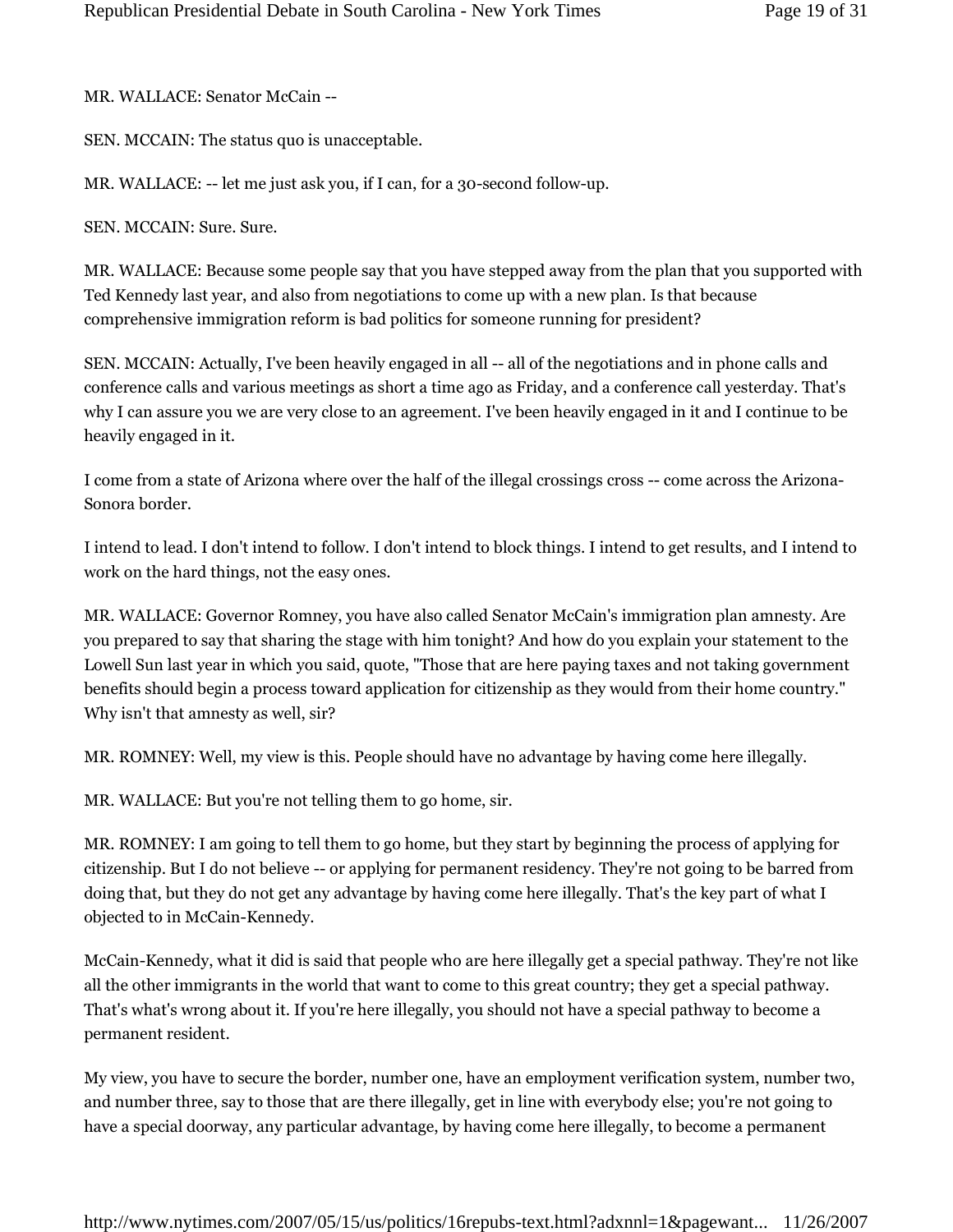MR. WALLACE: Senator McCain --

SEN. MCCAIN: The status quo is unacceptable.

MR. WALLACE: -- let me just ask you, if I can, for a 30-second follow-up.

SEN. MCCAIN: Sure. Sure.

MR. WALLACE: Because some people say that you have stepped away from the plan that you supported with Ted Kennedy last year, and also from negotiations to come up with a new plan. Is that because comprehensive immigration reform is bad politics for someone running for president?

SEN. MCCAIN: Actually, I've been heavily engaged in all -- all of the negotiations and in phone calls and conference calls and various meetings as short a time ago as Friday, and a conference call yesterday. That's why I can assure you we are very close to an agreement. I've been heavily engaged in it and I continue to be heavily engaged in it.

I come from a state of Arizona where over the half of the illegal crossings cross -- come across the Arizona-Sonora border.

I intend to lead. I don't intend to follow. I don't intend to block things. I intend to get results, and I intend to work on the hard things, not the easy ones.

MR. WALLACE: Governor Romney, you have also called Senator McCain's immigration plan amnesty. Are you prepared to say that sharing the stage with him tonight? And how do you explain your statement to the Lowell Sun last year in which you said, quote, "Those that are here paying taxes and not taking government benefits should begin a process toward application for citizenship as they would from their home country." Why isn't that amnesty as well, sir?

MR. ROMNEY: Well, my view is this. People should have no advantage by having come here illegally.

MR. WALLACE: But you're not telling them to go home, sir.

MR. ROMNEY: I am going to tell them to go home, but they start by beginning the process of applying for citizenship. But I do not believe -- or applying for permanent residency. They're not going to be barred from doing that, but they do not get any advantage by having come here illegally. That's the key part of what I objected to in McCain-Kennedy.

McCain-Kennedy, what it did is said that people who are here illegally get a special pathway. They're not like all the other immigrants in the world that want to come to this great country; they get a special pathway. That's what's wrong about it. If you're here illegally, you should not have a special pathway to become a permanent resident.

My view, you have to secure the border, number one, have an employment verification system, number two, and number three, say to those that are there illegally, get in line with everybody else; you're not going to have a special doorway, any particular advantage, by having come here illegally, to become a permanent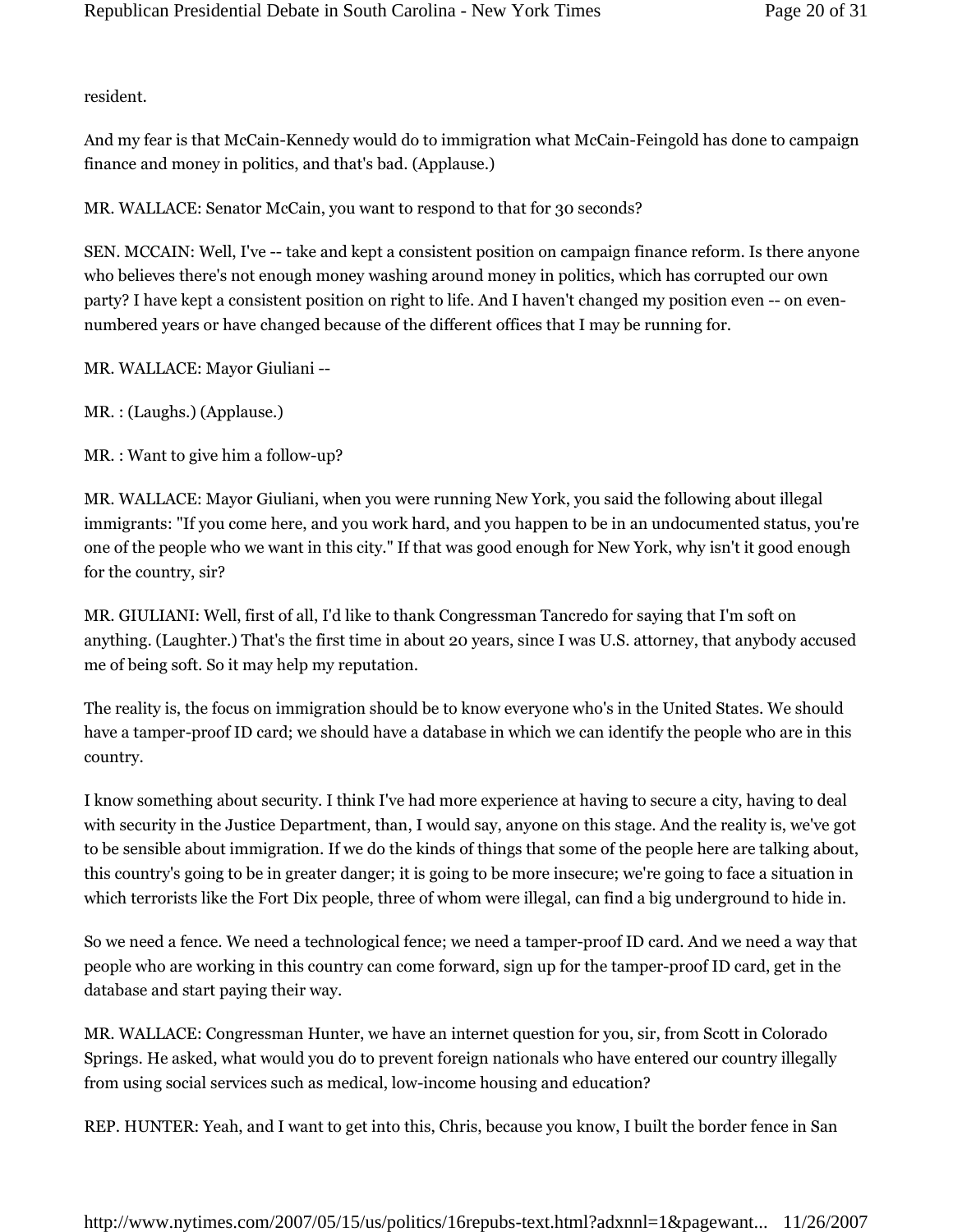resident.

And my fear is that McCain-Kennedy would do to immigration what McCain-Feingold has done to campaign finance and money in politics, and that's bad. (Applause.)

MR. WALLACE: Senator McCain, you want to respond to that for 30 seconds?

SEN. MCCAIN: Well, I've -- take and kept a consistent position on campaign finance reform. Is there anyone who believes there's not enough money washing around money in politics, which has corrupted our own party? I have kept a consistent position on right to life. And I haven't changed my position even -- on even-numbered years or have changed because of the different offices that I may be running for.

MR. WALLACE: Mayor Giuliani --

MR. : (Laughs.) (Applause.)

MR. : Want to give him a follow-up?

MR. WALLACE: Mayor Giuliani, when you were running New York, you said the following about illegal immigrants: "If you come here, and you work hard, and you happen to be in an undocumented status, you're one of the people who we want in this city." If that was good enough for New York, why isn't it good enough for the country, sir?

MR. GIULIANI: Well, first of all, I'd like to thank Congressman Tancredo for saying that I'm soft on anything. (Laughter.) That's the first time in about 20 years, since I was U.S. attorney, that anybody accused me of being soft. So it may help my reputation.

The reality is, the focus on immigration should be to know everyone who's in the United States. We should have a tamper-proof ID card; we should have a database in which we can identify the people who are in this country.

I know something about security. I think I've had more experience at having to secure a city, having to deal with security in the Justice Department, than, I would say, anyone on this stage. And the reality is, we've got to be sensible about immigration. If we do the kinds of things that some of the people here are talking about, this country's going to be in greater danger; it is going to be more insecure; we're going to face a situation in which terrorists like the Fort Dix people, three of whom were illegal, can find a big underground to hide in.

So we need a fence. We need a technological fence; we need a tamper-proof ID card. And we need a way that people who are working in this country can come forward, sign up for the tamper-proof ID card, get in the database and start paying their way.

MR. WALLACE: Congressman Hunter, we have an internet question for you, sir, from Scott in Colorado Springs. He asked, what would you do to prevent foreign nationals who have entered our country illegally from using social services such as medical, low-income housing and education?

REP. HUNTER: Yeah, and I want to get into this, Chris, because you know, I built the border fence in San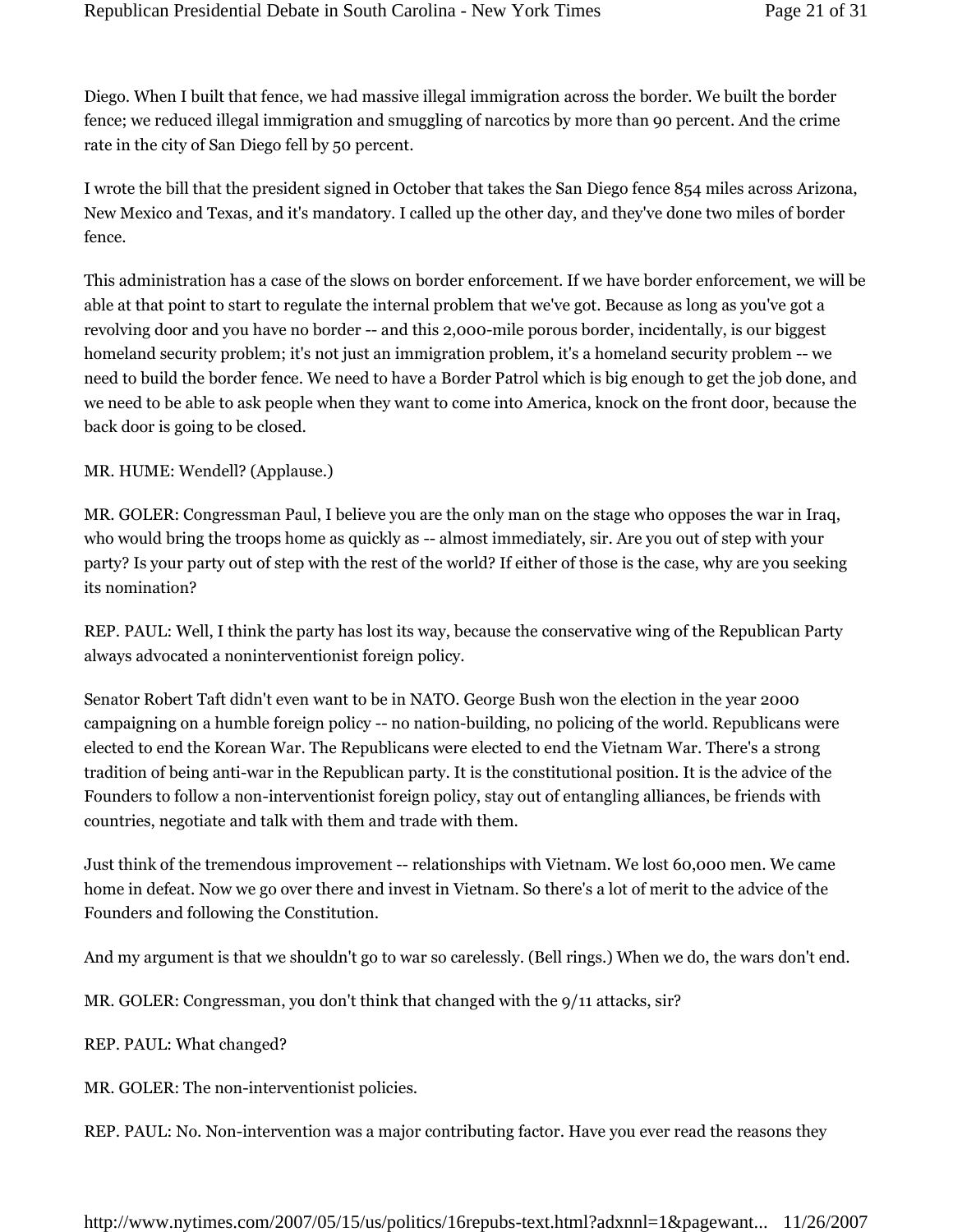Diego. When I built that fence, we had massive illegal immigration across the border. We built the border fence; we reduced illegal immigration and smuggling of narcotics by more than 90 percent. And the crime rate in the city of San Diego fell by 50 percent.

I wrote the bill that the president signed in October that takes the San Diego fence 854 miles across Arizona, New Mexico and Texas, and it's mandatory. I called up the other day, and they've done two miles of border fence.

This administration has a case of the slows on border enforcement. If we have border enforcement, we will be able at that point to start to regulate the internal problem that we've got. Because as long as you've got a revolving door and you have no border -- and this 2,000-mile porous border, incidentally, is our biggest homeland security problem; it's not just an immigration problem, it's a homeland security problem -- we need to build the border fence. We need to have a Border Patrol which is big enough to get the job done, and we need to be able to ask people when they want to come into America, knock on the front door, because the back door is going to be closed.

MR. HUME: Wendell? (Applause.)

MR. GOLER: Congressman Paul, I believe you are the only man on the stage who opposes the war in Iraq, who would bring the troops home as quickly as -- almost immediately, sir. Are you out of step with your party? Is your party out of step with the rest of the world? If either of those is the case, why are you seeking its nomination?

REP. PAUL: Well, I think the party has lost its way, because the conservative wing of the Republican Party always advocated a noninterventionist foreign policy.

Senator Robert Taft didn't even want to be in NATO. George Bush won the election in the year 2000 campaigning on a humble foreign policy -- no nation-building, no policing of the world. Republicans were elected to end the Korean War. The Republicans were elected to end the Vietnam War. There's a strong tradition of being anti-war in the Republican party. It is the constitutional position. It is the advice of the Founders to follow a non-interventionist foreign policy, stay out of entangling alliances, be friends with countries, negotiate and talk with them and trade with them.

Just think of the tremendous improvement -- relationships with Vietnam. We lost 60,000 men. We came home in defeat. Now we go over there and invest in Vietnam. So there's a lot of merit to the advice of the Founders and following the Constitution.

And my argument is that we shouldn't go to war so carelessly. (Bell rings.) When we do, the wars don't end.

MR. GOLER: Congressman, you don't think that changed with the 9/11 attacks, sir?

REP. PAUL: What changed?

MR. GOLER: The non-interventionist policies.

REP. PAUL: No. Non-intervention was a major contributing factor. Have you ever read the reasons they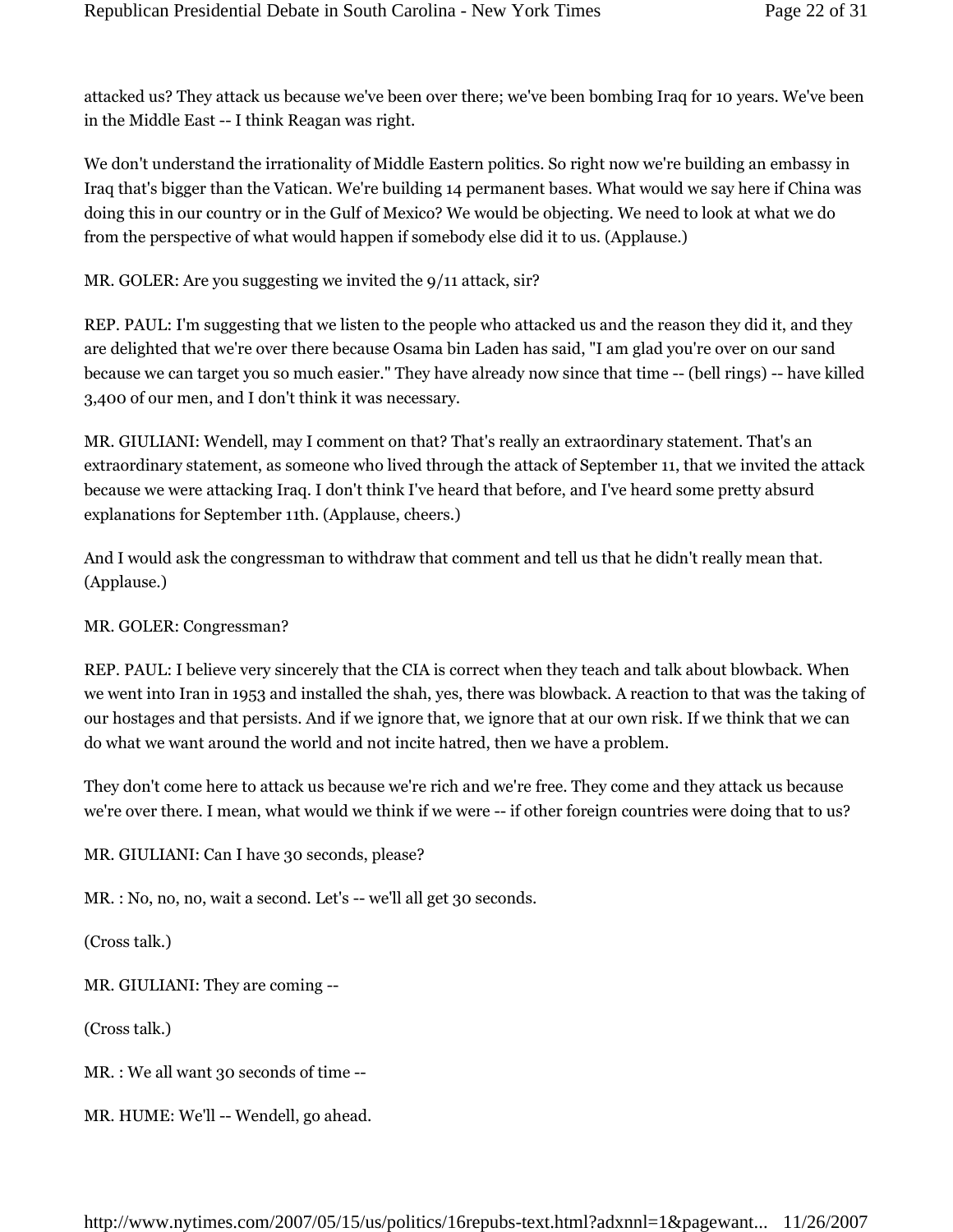attacked us? They attack us because we've been over there; we've been bombing Iraq for 10 years. We've been in the Middle East -- I think Reagan was right.

We don't understand the irrationality of Middle Eastern politics. So right now we're building an embassy in Iraq that's bigger than the Vatican. We're building 14 permanent bases. What would we say here if China was doing this in our country or in the Gulf of Mexico? We would be objecting. We need to look at what we do from the perspective of what would happen if somebody else did it to us. (Applause.)

MR. GOLER: Are you suggesting we invited the 9/11 attack, sir?

REP. PAUL: I'm suggesting that we listen to the people who attacked us and the reason they did it, and they are delighted that we're over there because Osama bin Laden has said, "I am glad you're over on our sand because we can target you so much easier." They have already now since that time -- (bell rings) -- have killed 3,400 of our men, and I don't think it was necessary.

MR. GIULIANI: Wendell, may I comment on that? That's really an extraordinary statement. That's an extraordinary statement, as someone who lived through the attack of September 11, that we invited the attack because we were attacking Iraq. I don't think I've heard that before, and I've heard some pretty absurd explanations for September 11th. (Applause, cheers.)

And I would ask the congressman to withdraw that comment and tell us that he didn't really mean that. (Applause.)

MR. GOLER: Congressman?

REP. PAUL: I believe very sincerely that the CIA is correct when they teach and talk about blowback. When we went into Iran in 1953 and installed the shah, yes, there was blowback. A reaction to that was the taking of our hostages and that persists. And if we ignore that, we ignore that at our own risk. If we think that we can do what we want around the world and not incite hatred, then we have a problem.

They don't come here to attack us because we're rich and we're free. They come and they attack us because we're over there. I mean, what would we think if we were -- if other foreign countries were doing that to us?

MR. GIULIANI: Can I have 30 seconds, please?

MR. : No, no, no, wait a second. Let's -- we'll all get 30 seconds.

(Cross talk.)

MR. GIULIANI: They are coming --

(Cross talk.)

MR. : We all want 30 seconds of time --

MR. HUME: We'll -- Wendell, go ahead.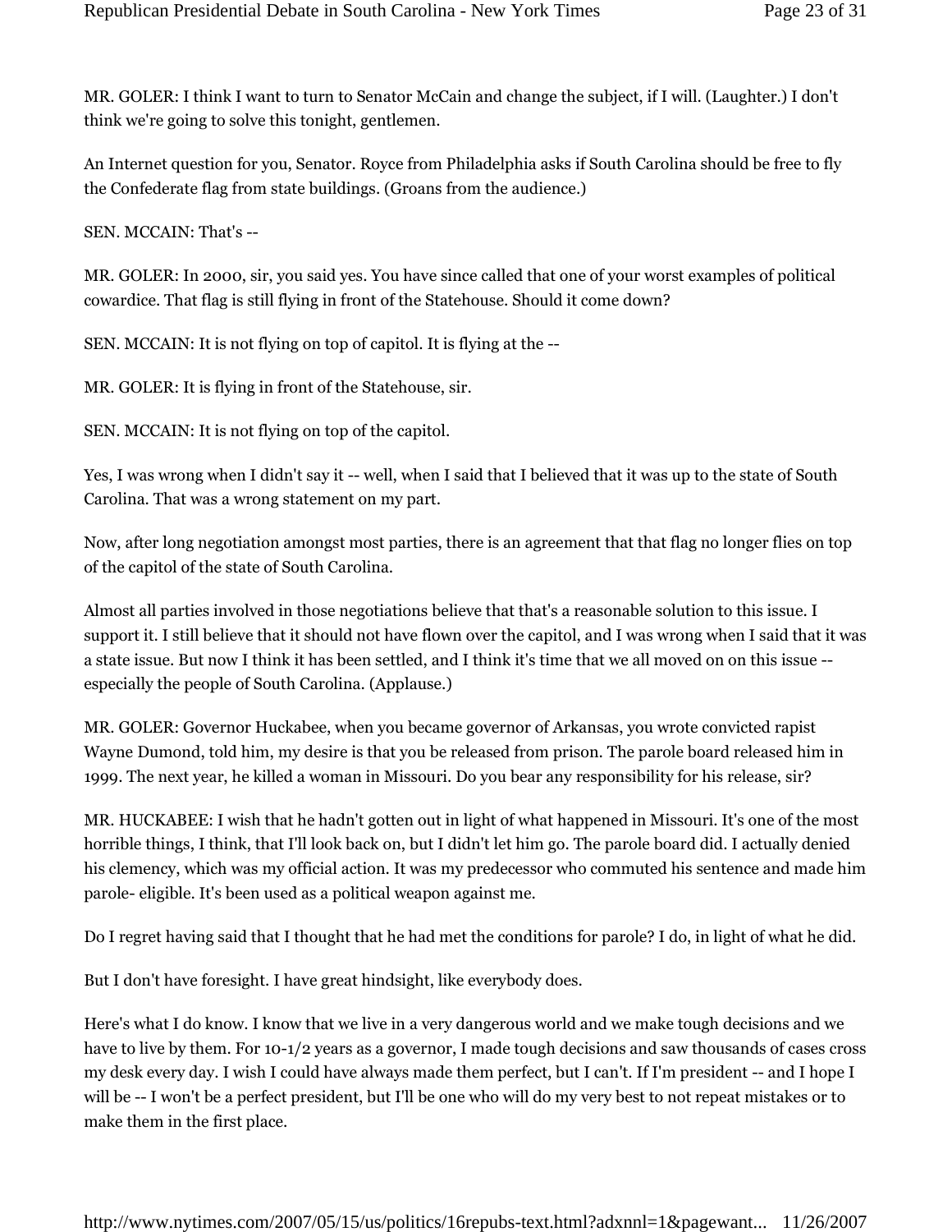MR. GOLER: I think I want to turn to Senator McCain and change the subject, if I will. (Laughter.) I don't think we're going to solve this tonight, gentlemen.

An Internet question for you, Senator. Royce from Philadelphia asks if South Carolina should be free to fly the Confederate flag from state buildings. (Groans from the audience.)

SEN. MCCAIN: That's --

MR. GOLER: In 2000, sir, you said yes. You have since called that one of your worst examples of political cowardice. That flag is still flying in front of the Statehouse. Should it come down?

SEN. MCCAIN: It is not flying on top of capitol. It is flying at the --

MR. GOLER: It is flying in front of the Statehouse, sir.

SEN. MCCAIN: It is not flying on top of the capitol.

Yes, I was wrong when I didn't say it -- well, when I said that I believed that it was up to the state of South Carolina. That was a wrong statement on my part.

Now, after long negotiation amongst most parties, there is an agreement that that flag no longer flies on top of the capitol of the state of South Carolina.

Almost all parties involved in those negotiations believe that that's a reasonable solution to this issue. I support it. I still believe that it should not have flown over the capitol, and I was wrong when I said that it was a state issue. But now I think it has been settled, and I think it's time that we all moved on on this issue -- especially the people of South Carolina. (Applause.)

MR. GOLER: Governor Huckabee, when you became governor of Arkansas, you wrote convicted rapist Wayne Dumond, told him, my desire is that you be released from prison. The parole board released him in 1999. The next year, he killed a woman in Missouri. Do you bear any responsibility for his release, sir?

MR. HUCKABEE: I wish that he hadn't gotten out in light of what happened in Missouri. It's one of the most horrible things, I think, that I'll look back on, but I didn't let him go. The parole board did. I actually denied his clemency, which was my official action. It was my predecessor who commuted his sentence and made him parole- eligible. It's been used as a political weapon against me.

Do I regret having said that I thought that he had met the conditions for parole? I do, in light of what he did.

But I don't have foresight. I have great hindsight, like everybody does.

Here's what I do know. I know that we live in a very dangerous world and we make tough decisions and we have to live by them. For 10-1/2 years as a governor, I made tough decisions and saw thousands of cases cross my desk every day. I wish I could have always made them perfect, but I can't. If I'm president -- and I hope I will be -- I won't be a perfect president, but I'll be one who will do my very best to not repeat mistakes or to make them in the first place.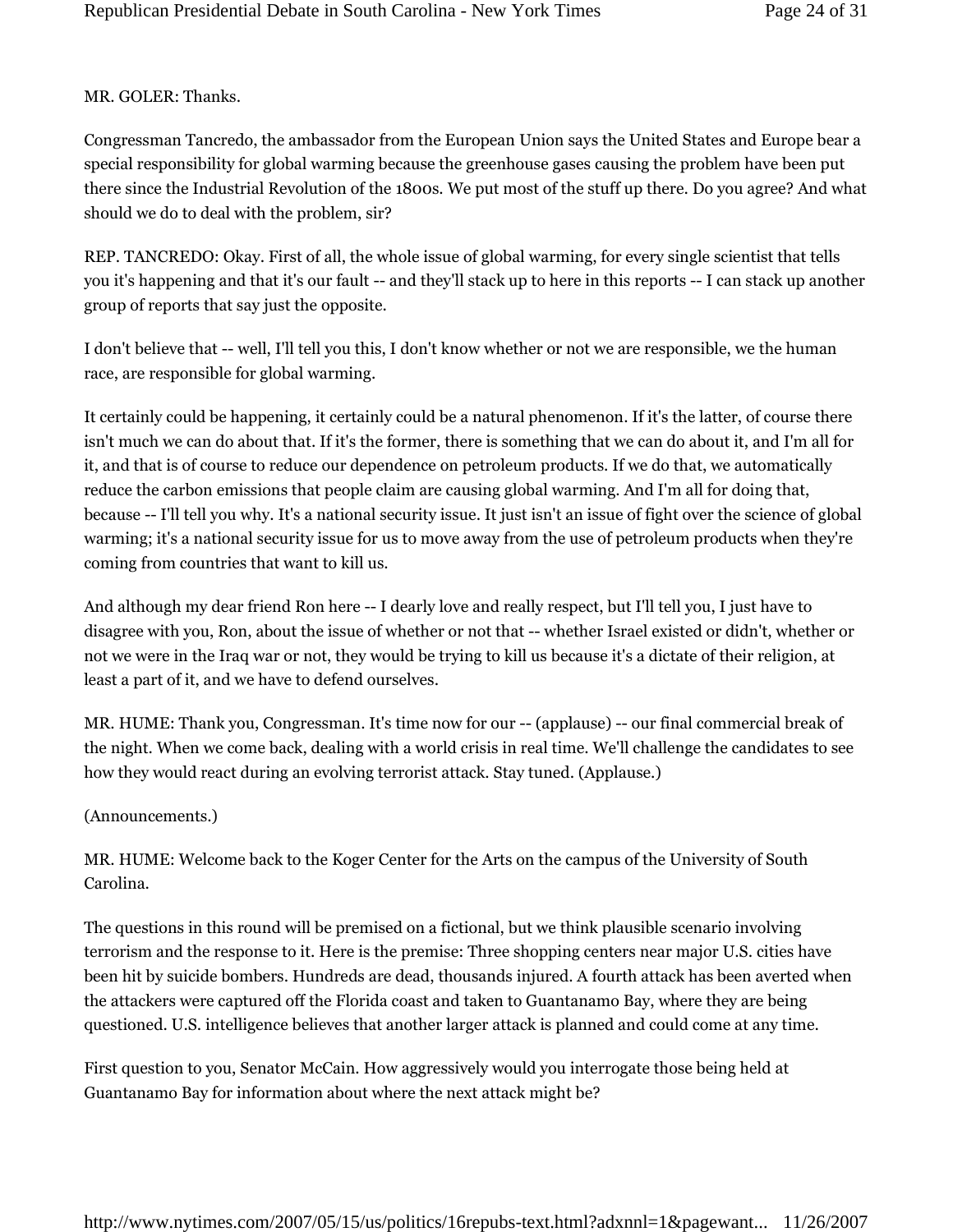MR. GOLER: Thanks.

Congressman Tancredo, the ambassador from the European Union says the United States and Europe bear a special responsibility for global warming because the greenhouse gases causing the problem have been put there since the Industrial Revolution of the 1800s. We put most of the stuff up there. Do you agree? And what should we do to deal with the problem, sir?

REP. TANCREDO: Okay. First of all, the whole issue of global warming, for every single scientist that tells you it's happening and that it's our fault -- and they'll stack up to here in this reports -- I can stack up another group of reports that say just the opposite.

I don't believe that -- well, I'll tell you this, I don't know whether or not we are responsible, we the human race, are responsible for global warming.

It certainly could be happening, it certainly could be a natural phenomenon. If it's the latter, of course there isn't much we can do about that. If it's the former, there is something that we can do about it, and I'm all for it, and that is of course to reduce our dependence on petroleum products. If we do that, we automatically reduce the carbon emissions that people claim are causing global warming. And I'm all for doing that, because -- I'll tell you why. It's a national security issue. It just isn't an issue of fight over the science of global warming; it's a national security issue for us to move away from the use of petroleum products when they're coming from countries that want to kill us.

And although my dear friend Ron here -- I dearly love and really respect, but I'll tell you, I just have to disagree with you, Ron, about the issue of whether or not that -- whether Israel existed or didn't, whether or not we were in the Iraq war or not, they would be trying to kill us because it's a dictate of their religion, at least a part of it, and we have to defend ourselves.

MR. HUME: Thank you, Congressman. It's time now for our -- (applause) -- our final commercial break of the night. When we come back, dealing with a world crisis in real time. We'll challenge the candidates to see how they would react during an evolving terrorist attack. Stay tuned. (Applause.)

(Announcements.)

MR. HUME: Welcome back to the Koger Center for the Arts on the campus of the University of South Carolina.

The questions in this round will be premised on a fictional, but we think plausible scenario involving terrorism and the response to it. Here is the premise: Three shopping centers near major U.S. cities have been hit by suicide bombers. Hundreds are dead, thousands injured. A fourth attack has been averted when the attackers were captured off the Florida coast and taken to Guantanamo Bay, where they are being questioned. U.S. intelligence believes that another larger attack is planned and could come at any time.

First question to you, Senator McCain. How aggressively would you interrogate those being held at Guantanamo Bay for information about where the next attack might be?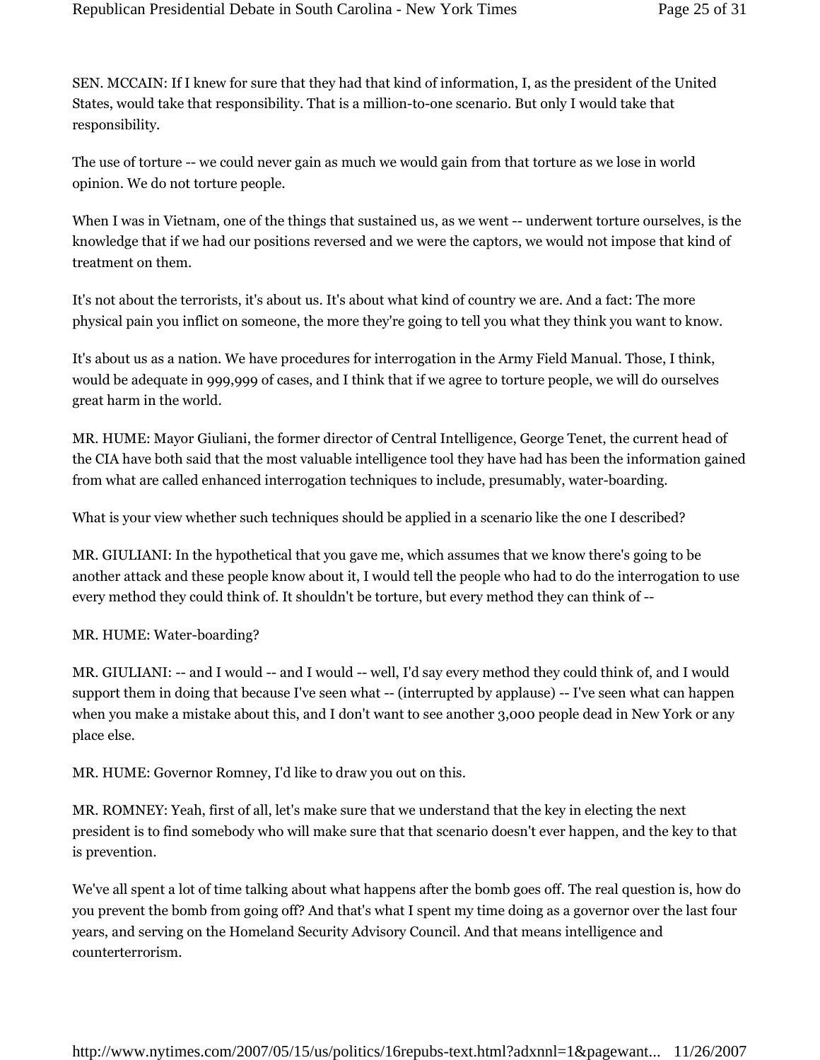SEN. MCCAIN: If I knew for sure that they had that kind of information, I, as the president of the United States, would take that responsibility. That is a million-to-one scenario. But only I would take that responsibility.

The use of torture -- we could never gain as much we would gain from that torture as we lose in world opinion. We do not torture people.

When I was in Vietnam, one of the things that sustained us, as we went -- underwent torture ourselves, is the knowledge that if we had our positions reversed and we were the captors, we would not impose that kind of treatment on them.

It's not about the terrorists, it's about us. It's about what kind of country we are. And a fact: The more physical pain you inflict on someone, the more they're going to tell you what they think you want to know.

It's about us as a nation. We have procedures for interrogation in the Army Field Manual. Those, I think, would be adequate in 999,999 of cases, and I think that if we agree to torture people, we will do ourselves great harm in the world.

MR. HUME: Mayor Giuliani, the former director of Central Intelligence, George Tenet, the current head of the CIA have both said that the most valuable intelligence tool they have had has been the information gained from what are called enhanced interrogation techniques to include, presumably, water-boarding.

What is your view whether such techniques should be applied in a scenario like the one I described?

MR. GIULIANI: In the hypothetical that you gave me, which assumes that we know there's going to be another attack and these people know about it, I would tell the people who had to do the interrogation to use every method they could think of. It shouldn't be torture, but every method they can think of --

MR. HUME: Water-boarding?

MR. GIULIANI: -- and I would -- and I would -- well, I'd say every method they could think of, and I would support them in doing that because I've seen what -- (interrupted by applause) -- I've seen what can happen when you make a mistake about this, and I don't want to see another 3,000 people dead in New York or any place else.

MR. HUME: Governor Romney, I'd like to draw you out on this.

MR. ROMNEY: Yeah, first of all, let's make sure that we understand that the key in electing the next president is to find somebody who will make sure that that scenario doesn't ever happen, and the key to that is prevention.

We've all spent a lot of time talking about what happens after the bomb goes off. The real question is, how do you prevent the bomb from going off? And that's what I spent my time doing as a governor over the last four years, and serving on the Homeland Security Advisory Council. And that means intelligence and counterterrorism.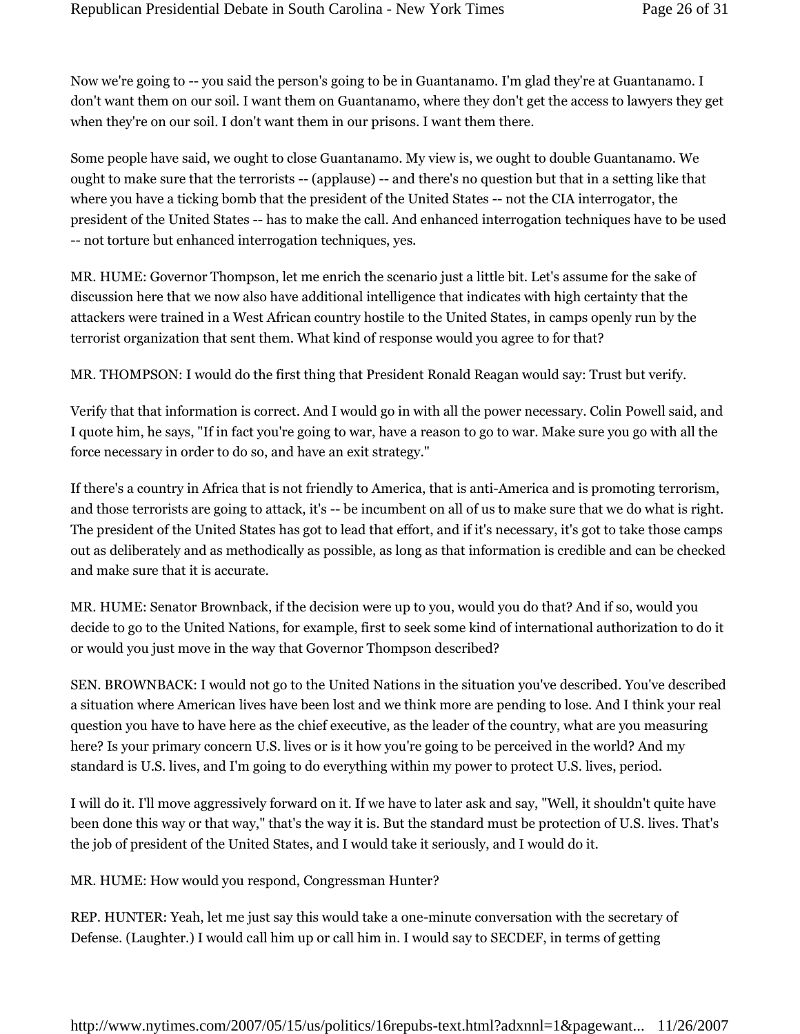Now we're going to -- you said the person's going to be in Guantanamo. I'm glad they're at Guantanamo. I don't want them on our soil. I want them on Guantanamo, where they don't get the access to lawyers they get when they're on our soil. I don't want them in our prisons. I want them there.

Some people have said, we ought to close Guantanamo. My view is, we ought to double Guantanamo. We ought to make sure that the terrorists -- (applause) -- and there's no question but that in a setting like that where you have a ticking bomb that the president of the United States -- not the CIA interrogator, the president of the United States -- has to make the call. And enhanced interrogation techniques have to be used -- not torture but enhanced interrogation techniques, yes.

MR. HUME: Governor Thompson, let me enrich the scenario just a little bit. Let's assume for the sake of discussion here that we now also have additional intelligence that indicates with high certainty that the attackers were trained in a West African country hostile to the United States, in camps openly run by the terrorist organization that sent them. What kind of response would you agree to for that?

MR. THOMPSON: I would do the first thing that President Ronald Reagan would say: Trust but verify.

Verify that that information is correct. And I would go in with all the power necessary. Colin Powell said, and I quote him, he says, "If in fact you're going to war, have a reason to go to war. Make sure you go with all the force necessary in order to do so, and have an exit strategy."

If there's a country in Africa that is not friendly to America, that is anti-America and is promoting terrorism, and those terrorists are going to attack, it's -- be incumbent on all of us to make sure that we do what is right. The president of the United States has got to lead that effort, and if it's necessary, it's got to take those camps out as deliberately and as methodically as possible, as long as that information is credible and can be checked and make sure that it is accurate.

MR. HUME: Senator Brownback, if the decision were up to you, would you do that? And if so, would you decide to go to the United Nations, for example, first to seek some kind of international authorization to do it or would you just move in the way that Governor Thompson described?

SEN. BROWNBACK: I would not go to the United Nations in the situation you've described. You've described a situation where American lives have been lost and we think more are pending to lose. And I think your real question you have to have here as the chief executive, as the leader of the country, what are you measuring here? Is your primary concern U.S. lives or is it how you're going to be perceived in the world? And my standard is U.S. lives, and I'm going to do everything within my power to protect U.S. lives, period.

I will do it. I'll move aggressively forward on it. If we have to later ask and say, "Well, it shouldn't quite have been done this way or that way," that's the way it is. But the standard must be protection of U.S. lives. That's the job of president of the United States, and I would take it seriously, and I would do it.

MR. HUME: How would you respond, Congressman Hunter?

REP. HUNTER: Yeah, let me just say this would take a one-minute conversation with the secretary of Defense. (Laughter.) I would call him up or call him in. I would say to SECDEF, in terms of getting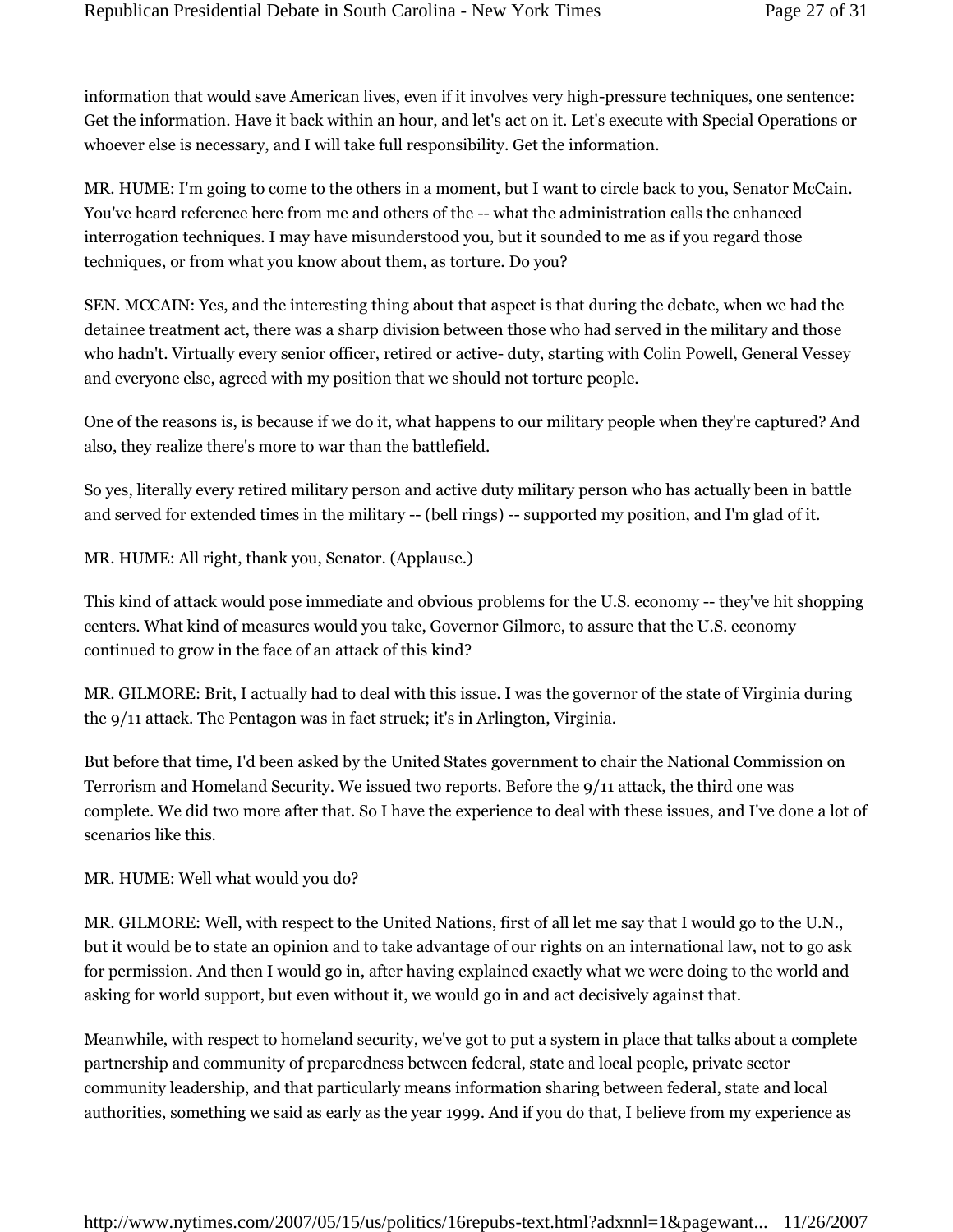information that would save American lives, even if it involves very high-pressure techniques, one sentence: Get the information. Have it back within an hour, and let's act on it. Let's execute with Special Operations or whoever else is necessary, and I will take full responsibility. Get the information.

MR. HUME: I'm going to come to the others in a moment, but I want to circle back to you, Senator McCain. You've heard reference here from me and others of the -- what the administration calls the enhanced interrogation techniques. I may have misunderstood you, but it sounded to me as if you regard those techniques, or from what you know about them, as torture. Do you?

SEN. MCCAIN: Yes, and the interesting thing about that aspect is that during the debate, when we had the detainee treatment act, there was a sharp division between those who had served in the military and those who hadn't. Virtually every senior officer, retired or active- duty, starting with Colin Powell, General Vessey and everyone else, agreed with my position that we should not torture people.

One of the reasons is, is because if we do it, what happens to our military people when they're captured? And also, they realize there's more to war than the battlefield.

So yes, literally every retired military person and active duty military person who has actually been in battle and served for extended times in the military -- (bell rings) -- supported my position, and I'm glad of it.

MR. HUME: All right, thank you, Senator. (Applause.)

This kind of attack would pose immediate and obvious problems for the U.S. economy -- they've hit shopping centers. What kind of measures would you take, Governor Gilmore, to assure that the U.S. economy continued to grow in the face of an attack of this kind?

MR. GILMORE: Brit, I actually had to deal with this issue. I was the governor of the state of Virginia during the 9/11 attack. The Pentagon was in fact struck; it's in Arlington, Virginia.

But before that time, I'd been asked by the United States government to chair the National Commission on Terrorism and Homeland Security. We issued two reports. Before the 9/11 attack, the third one was complete. We did two more after that. So I have the experience to deal with these issues, and I've done a lot of scenarios like this.

MR. HUME: Well what would you do?

MR. GILMORE: Well, with respect to the United Nations, first of all let me say that I would go to the U.N., but it would be to state an opinion and to take advantage of our rights on an international law, not to go ask for permission. And then I would go in, after having explained exactly what we were doing to the world and asking for world support, but even without it, we would go in and act decisively against that.

Meanwhile, with respect to homeland security, we've got to put a system in place that talks about a complete partnership and community of preparedness between federal, state and local people, private sector community leadership, and that particularly means information sharing between federal, state and local authorities, something we said as early as the year 1999. And if you do that, I believe from my experience as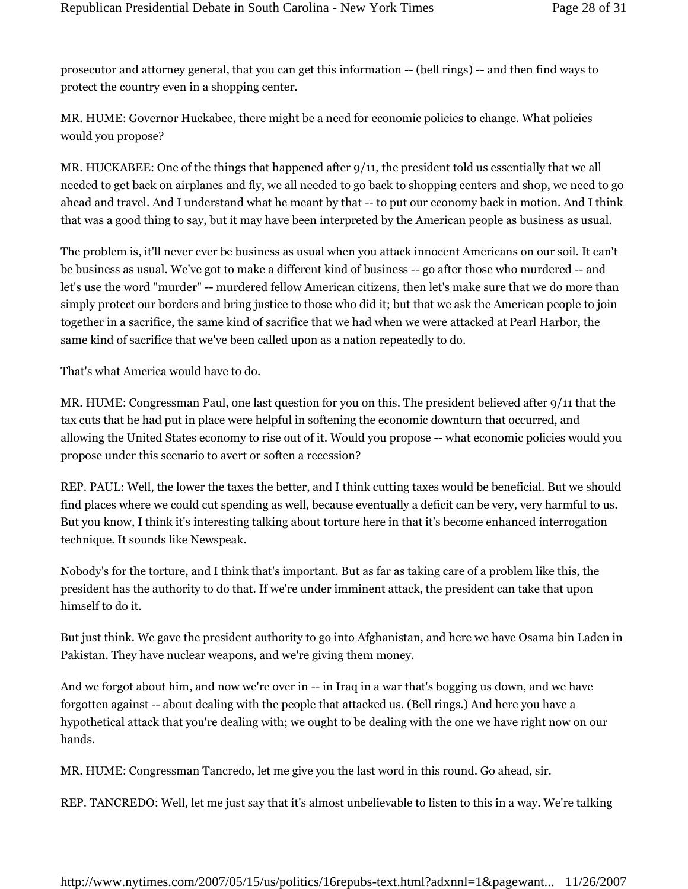prosecutor and attorney general, that you can get this information -- (bell rings) -- and then find ways to protect the country even in a shopping center.

MR. HUME: Governor Huckabee, there might be a need for economic policies to change. What policies would you propose?

MR. HUCKABEE: One of the things that happened after 9/11, the president told us essentially that we all needed to get back on airplanes and fly, we all needed to go back to shopping centers and shop, we need to go ahead and travel. And I understand what he meant by that -- to put our economy back in motion. And I think that was a good thing to say, but it may have been interpreted by the American people as business as usual.

The problem is, it'll never ever be business as usual when you attack innocent Americans on our soil. It can't be business as usual. We've got to make a different kind of business -- go after those who murdered -- and let's use the word "murder" -- murdered fellow American citizens, then let's make sure that we do more than simply protect our borders and bring justice to those who did it; but that we ask the American people to join together in a sacrifice, the same kind of sacrifice that we had when we were attacked at Pearl Harbor, the same kind of sacrifice that we've been called upon as a nation repeatedly to do.

That's what America would have to do.

MR. HUME: Congressman Paul, one last question for you on this. The president believed after 9/11 that the tax cuts that he had put in place were helpful in softening the economic downturn that occurred, and allowing the United States economy to rise out of it. Would you propose -- what economic policies would you propose under this scenario to avert or soften a recession?

REP. PAUL: Well, the lower the taxes the better, and I think cutting taxes would be beneficial. But we should find places where we could cut spending as well, because eventually a deficit can be very, very harmful to us. But you know, I think it's interesting talking about torture here in that it's become enhanced interrogation technique. It sounds like Newspeak.

Nobody's for the torture, and I think that's important. But as far as taking care of a problem like this, the president has the authority to do that. If we're under imminent attack, the president can take that upon himself to do it.

But just think. We gave the president authority to go into Afghanistan, and here we have Osama bin Laden in Pakistan. They have nuclear weapons, and we're giving them money.

And we forgot about him, and now we're over in -- in Iraq in a war that's bogging us down, and we have forgotten against -- about dealing with the people that attacked us. (Bell rings.) And here you have a hypothetical attack that you're dealing with; we ought to be dealing with the one we have right now on our hands.

MR. HUME: Congressman Tancredo, let me give you the last word in this round. Go ahead, sir.

REP. TANCREDO: Well, let me just say that it's almost unbelievable to listen to this in a way. We're talking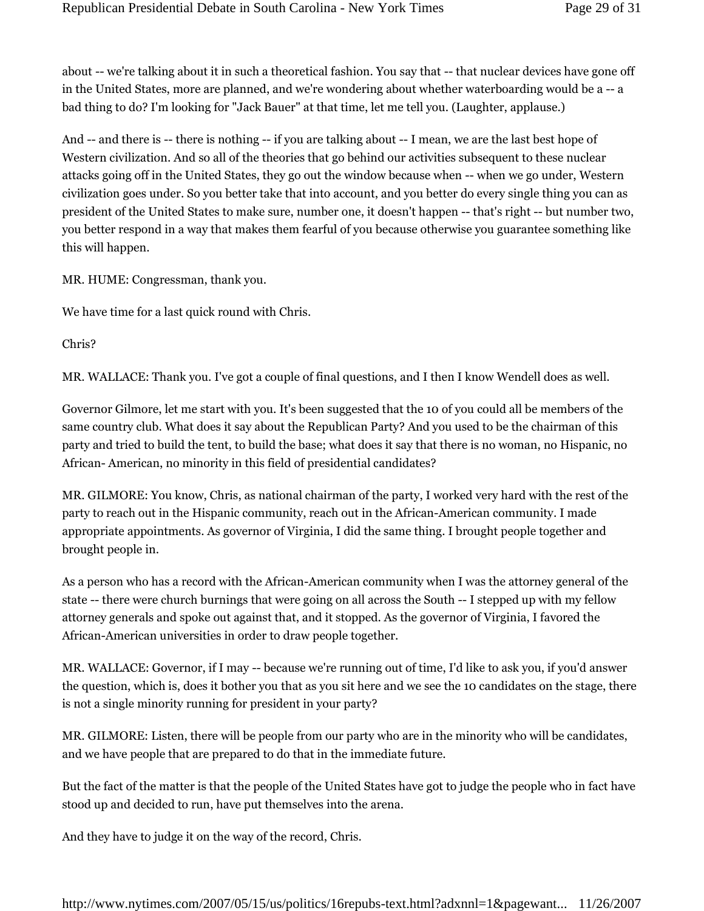about -- we're talking about it in such a theoretical fashion. You say that -- that nuclear devices have gone off in the United States, more are planned, and we're wondering about whether waterboarding would be a -- a bad thing to do? I'm looking for "Jack Bauer" at that time, let me tell you. (Laughter, applause.)

And -- and there is -- there is nothing -- if you are talking about -- I mean, we are the last best hope of Western civilization. And so all of the theories that go behind our activities subsequent to these nuclear attacks going off in the United States, they go out the window because when -- when we go under, Western civilization goes under. So you better take that into account, and you better do every single thing you can as president of the United States to make sure, number one, it doesn't happen -- that's right -- but number two, you better respond in a way that makes them fearful of you because otherwise you guarantee something like this will happen.

MR. HUME: Congressman, thank you.

We have time for a last quick round with Chris.

Chris?

MR. WALLACE: Thank you. I've got a couple of final questions, and I then I know Wendell does as well.

Governor Gilmore, let me start with you. It's been suggested that the 10 of you could all be members of the same country club. What does it say about the Republican Party? And you used to be the chairman of this party and tried to build the tent, to build the base; what does it say that there is no woman, no Hispanic, no African- American, no minority in this field of presidential candidates?

MR. GILMORE: You know, Chris, as national chairman of the party, I worked very hard with the rest of the party to reach out in the Hispanic community, reach out in the African-American community. I made appropriate appointments. As governor of Virginia, I did the same thing. I brought people together and brought people in.

As a person who has a record with the African-American community when I was the attorney general of the state -- there were church burnings that were going on all across the South -- I stepped up with my fellow attorney generals and spoke out against that, and it stopped. As the governor of Virginia, I favored the African-American universities in order to draw people together.

MR. WALLACE: Governor, if I may -- because we're running out of time, I'd like to ask you, if you'd answer the question, which is, does it bother you that as you sit here and we see the 10 candidates on the stage, there is not a single minority running for president in your party?

MR. GILMORE: Listen, there will be people from our party who are in the minority who will be candidates, and we have people that are prepared to do that in the immediate future.

But the fact of the matter is that the people of the United States have got to judge the people who in fact have stood up and decided to run, have put themselves into the arena.

And they have to judge it on the way of the record, Chris.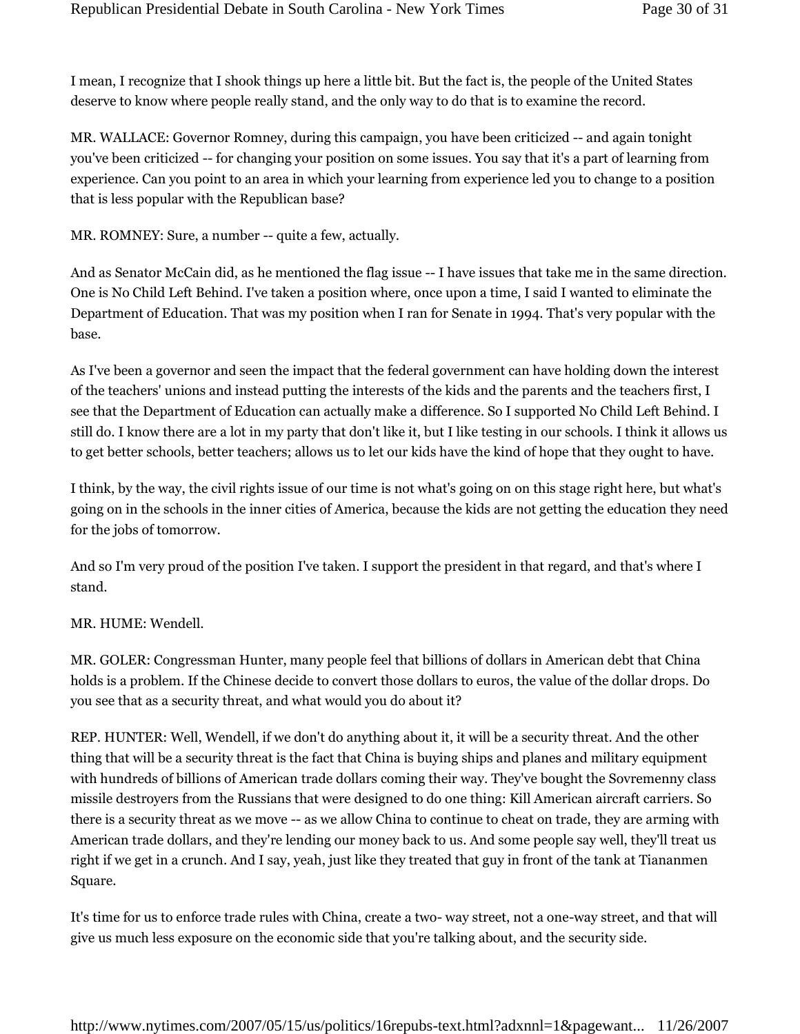I mean, I recognize that I shook things up here a little bit. But the fact is, the people of the United States deserve to know where people really stand, and the only way to do that is to examine the record.

MR. WALLACE: Governor Romney, during this campaign, you have been criticized -- and again tonight you've been criticized -- for changing your position on some issues. You say that it's a part of learning from experience. Can you point to an area in which your learning from experience led you to change to a position that is less popular with the Republican base?

MR. ROMNEY: Sure, a number -- quite a few, actually.

And as Senator McCain did, as he mentioned the flag issue -- I have issues that take me in the same direction. One is No Child Left Behind. I've taken a position where, once upon a time, I said I wanted to eliminate the Department of Education. That was my position when I ran for Senate in 1994. That's very popular with the base.

As I've been a governor and seen the impact that the federal government can have holding down the interest of the teachers' unions and instead putting the interests of the kids and the parents and the teachers first, I see that the Department of Education can actually make a difference. So I supported No Child Left Behind. I still do. I know there are a lot in my party that don't like it, but I like testing in our schools. I think it allows us to get better schools, better teachers; allows us to let our kids have the kind of hope that they ought to have.

I think, by the way, the civil rights issue of our time is not what's going on on this stage right here, but what's going on in the schools in the inner cities of America, because the kids are not getting the education they need for the jobs of tomorrow.

And so I'm very proud of the position I've taken. I support the president in that regard, and that's where I stand.

MR. HUME: Wendell.

MR. GOLER: Congressman Hunter, many people feel that billions of dollars in American debt that China holds is a problem. If the Chinese decide to convert those dollars to euros, the value of the dollar drops. Do you see that as a security threat, and what would you do about it?

REP. HUNTER: Well, Wendell, if we don't do anything about it, it will be a security threat. And the other thing that will be a security threat is the fact that China is buying ships and planes and military equipment with hundreds of billions of American trade dollars coming their way. They've bought the Sovremenny class missile destroyers from the Russians that were designed to do one thing: Kill American aircraft carriers. So there is a security threat as we move -- as we allow China to continue to cheat on trade, they are arming with American trade dollars, and they're lending our money back to us. And some people say well, they'll treat us right if we get in a crunch. And I say, yeah, just like they treated that guy in front of the tank at Tiananmen Square.

It's time for us to enforce trade rules with China, create a two- way street, not a one-way street, and that will give us much less exposure on the economic side that you're talking about, and the security side.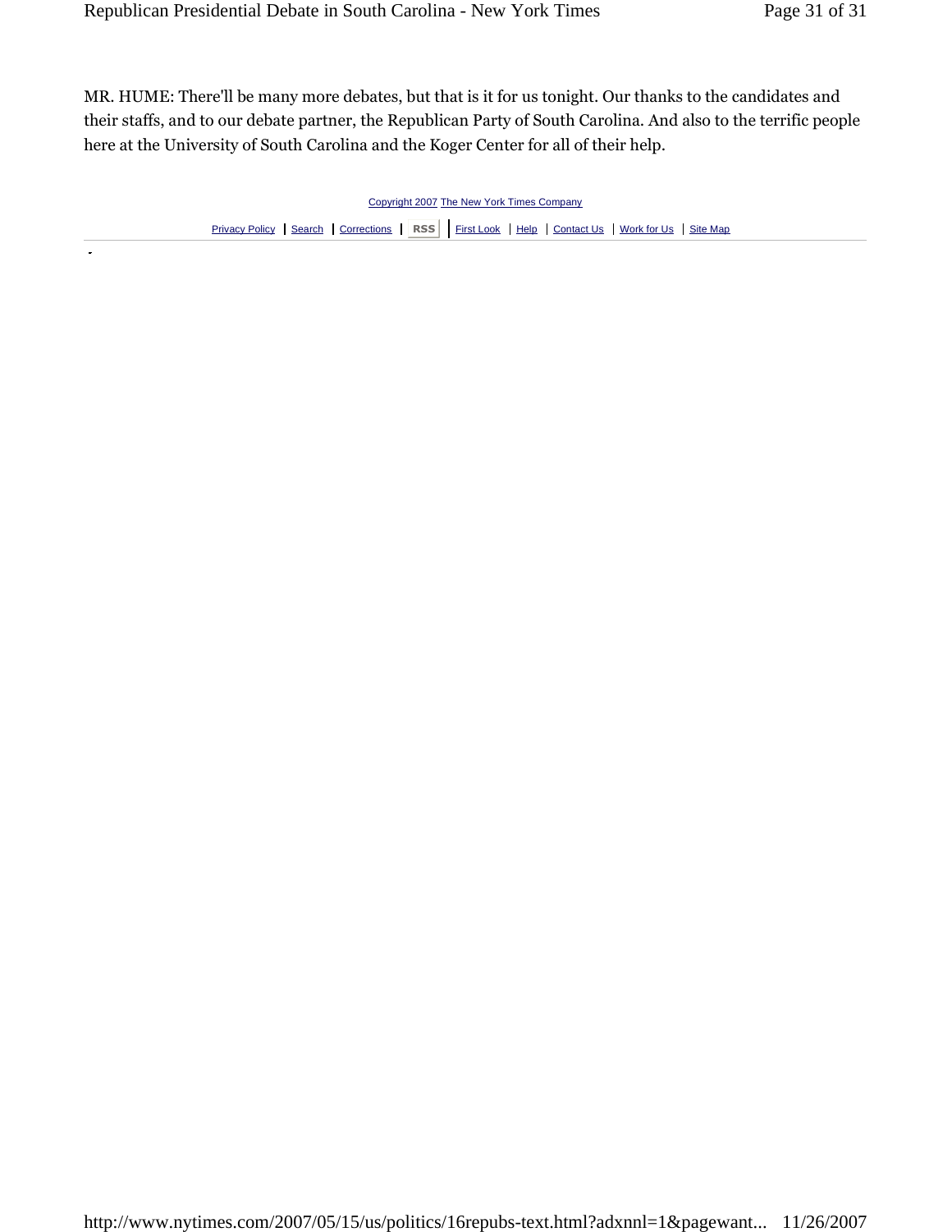MR. HUME: There'll be many more debates, but that is it for us tonight. Our thanks to the candidates and their staffs, and to our debate partner, the Republican Party of South Carolina. And also to the terrific people here at the University of South Carolina and the Koger Center for all of their help.

Copyright 2007 The New York Times Company

Privacy Policy | Search | Corrections | RSS | First Look | Help | Contact Us | Work for Us | Site Map